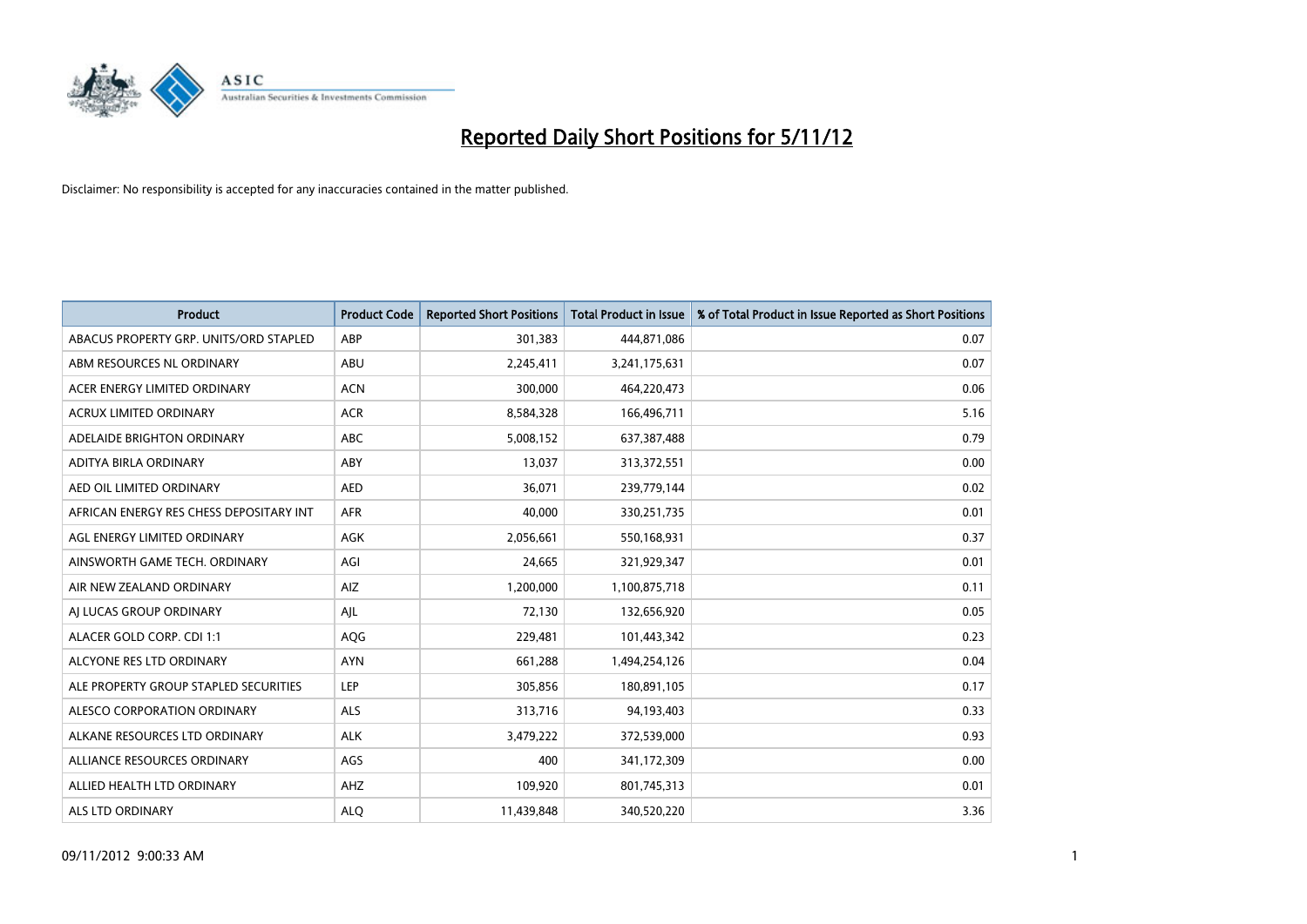# Reported Daily Short Positions for 5/11/12

Disclaimer: No responsibility is accepted for any inaccuracies contained in the matter published.

| Product | Product Code | Reported Short Positions | Total Product in Issue | % of Total Product in Issue Reported as Short Positions |
|---|---|---|---|---|
| ABACUS PROPERTY GRP. UNITS/ORD STAPLED | ABP | 301,383 | 444,871,086 | 0.07 |
| ABM RESOURCES NL ORDINARY | ABU | 2,245,411 | 3,241,175,631 | 0.07 |
| ACER ENERGY LIMITED ORDINARY | ACN | 300,000 | 464,220,473 | 0.06 |
| ACRUX LIMITED ORDINARY | ACR | 8,584,328 | 166,496,711 | 5.16 |
| ADELAIDE BRIGHTON ORDINARY | ABC | 5,008,152 | 637,387,488 | 0.79 |
| ADITYA BIRLA ORDINARY | ABY | 13,037 | 313,372,551 | 0.00 |
| AED OIL LIMITED ORDINARY | AED | 36,071 | 239,779,144 | 0.02 |
| AFRICAN ENERGY RES CHESS DEPOSITARY INT | AFR | 40,000 | 330,251,735 | 0.01 |
| AGL ENERGY LIMITED ORDINARY | AGK | 2,056,661 | 550,168,931 | 0.37 |
| AINSWORTH GAME TECH. ORDINARY | AGI | 24,665 | 321,929,347 | 0.01 |
| AIR NEW ZEALAND ORDINARY | AIZ | 1,200,000 | 1,100,875,718 | 0.11 |
| AJ LUCAS GROUP ORDINARY | AJL | 72,130 | 132,656,920 | 0.05 |
| ALACER GOLD CORP. CDI 1:1 | AQG | 229,481 | 101,443,342 | 0.23 |
| ALCYONE RES LTD ORDINARY | AYN | 661,288 | 1,494,254,126 | 0.04 |
| ALE PROPERTY GROUP STAPLED SECURITIES | LEP | 305,856 | 180,891,105 | 0.17 |
| ALESCO CORPORATION ORDINARY | ALS | 313,716 | 94,193,403 | 0.33 |
| ALKANE RESOURCES LTD ORDINARY | ALK | 3,479,222 | 372,539,000 | 0.93 |
| ALLIANCE RESOURCES ORDINARY | AGS | 400 | 341,172,309 | 0.00 |
| ALLIED HEALTH LTD ORDINARY | AHZ | 109,920 | 801,745,313 | 0.01 |
| ALS LTD ORDINARY | ALQ | 11,439,848 | 340,520,220 | 3.36 |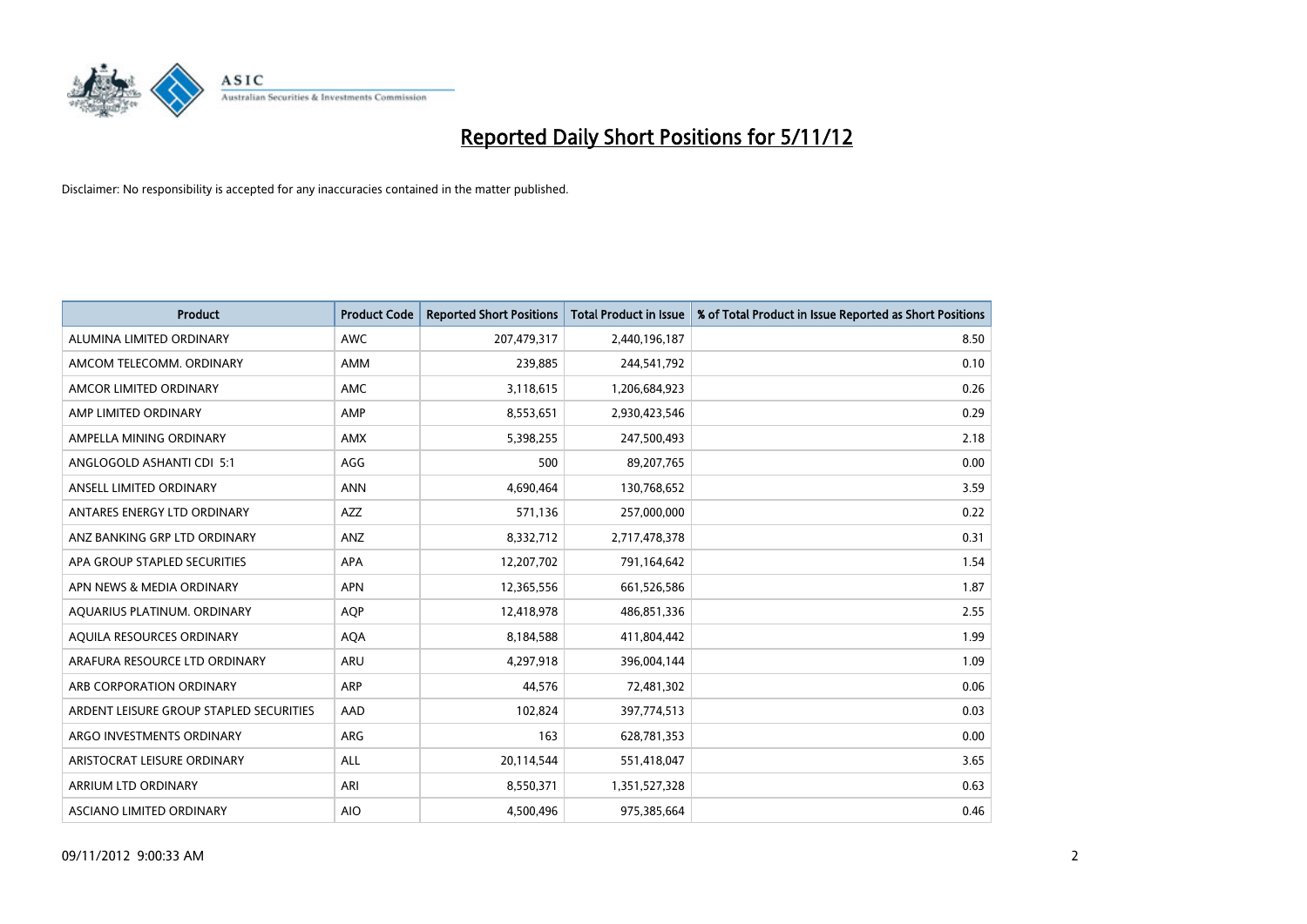# Reported Daily Short Positions for 5/11/12

Disclaimer: No responsibility is accepted for any inaccuracies contained in the matter published.

| Product | Product Code | Reported Short Positions | Total Product in Issue | % of Total Product in Issue Reported as Short Positions |
|---|---|---|---|---|
| ALUMINA LIMITED ORDINARY | AWC | 207,479,317 | 2,440,196,187 | 8.50 |
| AMCOM TELECOMM. ORDINARY | AMM | 239,885 | 244,541,792 | 0.10 |
| AMCOR LIMITED ORDINARY | AMC | 3,118,615 | 1,206,684,923 | 0.26 |
| AMP LIMITED ORDINARY | AMP | 8,553,651 | 2,930,423,546 | 0.29 |
| AMPELLA MINING ORDINARY | AMX | 5,398,255 | 247,500,493 | 2.18 |
| ANGLOGOLD ASHANTI CDI 5:1 | AGG | 500 | 89,207,765 | 0.00 |
| ANSELL LIMITED ORDINARY | ANN | 4,690,464 | 130,768,652 | 3.59 |
| ANTARES ENERGY LTD ORDINARY | AZZ | 571,136 | 257,000,000 | 0.22 |
| ANZ BANKING GRP LTD ORDINARY | ANZ | 8,332,712 | 2,717,478,378 | 0.31 |
| APA GROUP STAPLED SECURITIES | APA | 12,207,702 | 791,164,642 | 1.54 |
| APN NEWS & MEDIA ORDINARY | APN | 12,365,556 | 661,526,586 | 1.87 |
| AQUARIUS PLATINUM. ORDINARY | AQP | 12,418,978 | 486,851,336 | 2.55 |
| AQUILA RESOURCES ORDINARY | AQA | 8,184,588 | 411,804,442 | 1.99 |
| ARAFURA RESOURCE LTD ORDINARY | ARU | 4,297,918 | 396,004,144 | 1.09 |
| ARB CORPORATION ORDINARY | ARP | 44,576 | 72,481,302 | 0.06 |
| ARDENT LEISURE GROUP STAPLED SECURITIES | AAD | 102,824 | 397,774,513 | 0.03 |
| ARGO INVESTMENTS ORDINARY | ARG | 163 | 628,781,353 | 0.00 |
| ARISTOCRAT LEISURE ORDINARY | ALL | 20,114,544 | 551,418,047 | 3.65 |
| ARRIUM LTD ORDINARY | ARI | 8,550,371 | 1,351,527,328 | 0.63 |
| ASCIANO LIMITED ORDINARY | AIO | 4,500,496 | 975,385,664 | 0.46 |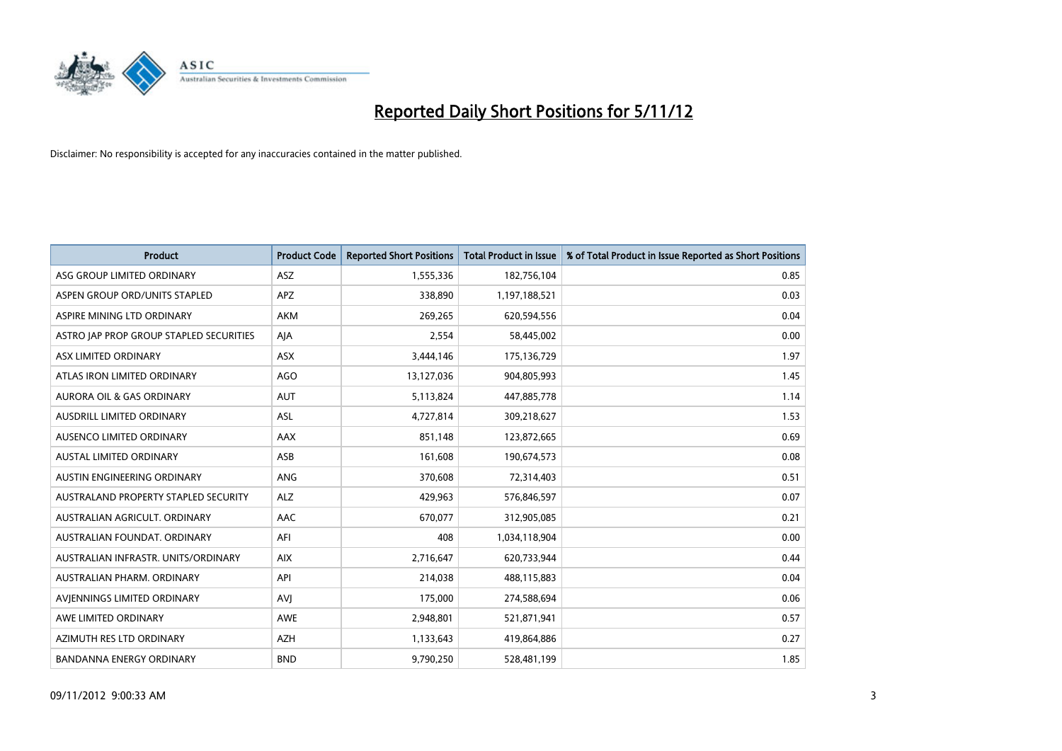# Reported Daily Short Positions for 5/11/12

Disclaimer: No responsibility is accepted for any inaccuracies contained in the matter published.

| Product | Product Code | Reported Short Positions | Total Product in Issue | % of Total Product in Issue Reported as Short Positions |
|---|---|---|---|---|
| ASG GROUP LIMITED ORDINARY | ASZ | 1,555,336 | 182,756,104 | 0.85 |
| ASPEN GROUP ORD/UNITS STAPLED | APZ | 338,890 | 1,197,188,521 | 0.03 |
| ASPIRE MINING LTD ORDINARY | AKM | 269,265 | 620,594,556 | 0.04 |
| ASTRO JAP PROP GROUP STAPLED SECURITIES | AJA | 2,554 | 58,445,002 | 0.00 |
| ASX LIMITED ORDINARY | ASX | 3,444,146 | 175,136,729 | 1.97 |
| ATLAS IRON LIMITED ORDINARY | AGO | 13,127,036 | 904,805,993 | 1.45 |
| AURORA OIL & GAS ORDINARY | AUT | 5,113,824 | 447,885,778 | 1.14 |
| AUSDRILL LIMITED ORDINARY | ASL | 4,727,814 | 309,218,627 | 1.53 |
| AUSENCO LIMITED ORDINARY | AAX | 851,148 | 123,872,665 | 0.69 |
| AUSTAL LIMITED ORDINARY | ASB | 161,608 | 190,674,573 | 0.08 |
| AUSTIN ENGINEERING ORDINARY | ANG | 370,608 | 72,314,403 | 0.51 |
| AUSTRALAND PROPERTY STAPLED SECURITY | ALZ | 429,963 | 576,846,597 | 0.07 |
| AUSTRALIAN AGRICULT. ORDINARY | AAC | 670,077 | 312,905,085 | 0.21 |
| AUSTRALIAN FOUNDAT. ORDINARY | AFI | 408 | 1,034,118,904 | 0.00 |
| AUSTRALIAN INFRASTR. UNITS/ORDINARY | AIX | 2,716,647 | 620,733,944 | 0.44 |
| AUSTRALIAN PHARM. ORDINARY | API | 214,038 | 488,115,883 | 0.04 |
| AVJENNINGS LIMITED ORDINARY | AVJ | 175,000 | 274,588,694 | 0.06 |
| AWE LIMITED ORDINARY | AWE | 2,948,801 | 521,871,941 | 0.57 |
| AZIMUTH RES LTD ORDINARY | AZH | 1,133,643 | 419,864,886 | 0.27 |
| BANDANNA ENERGY ORDINARY | BND | 9,790,250 | 528,481,199 | 1.85 |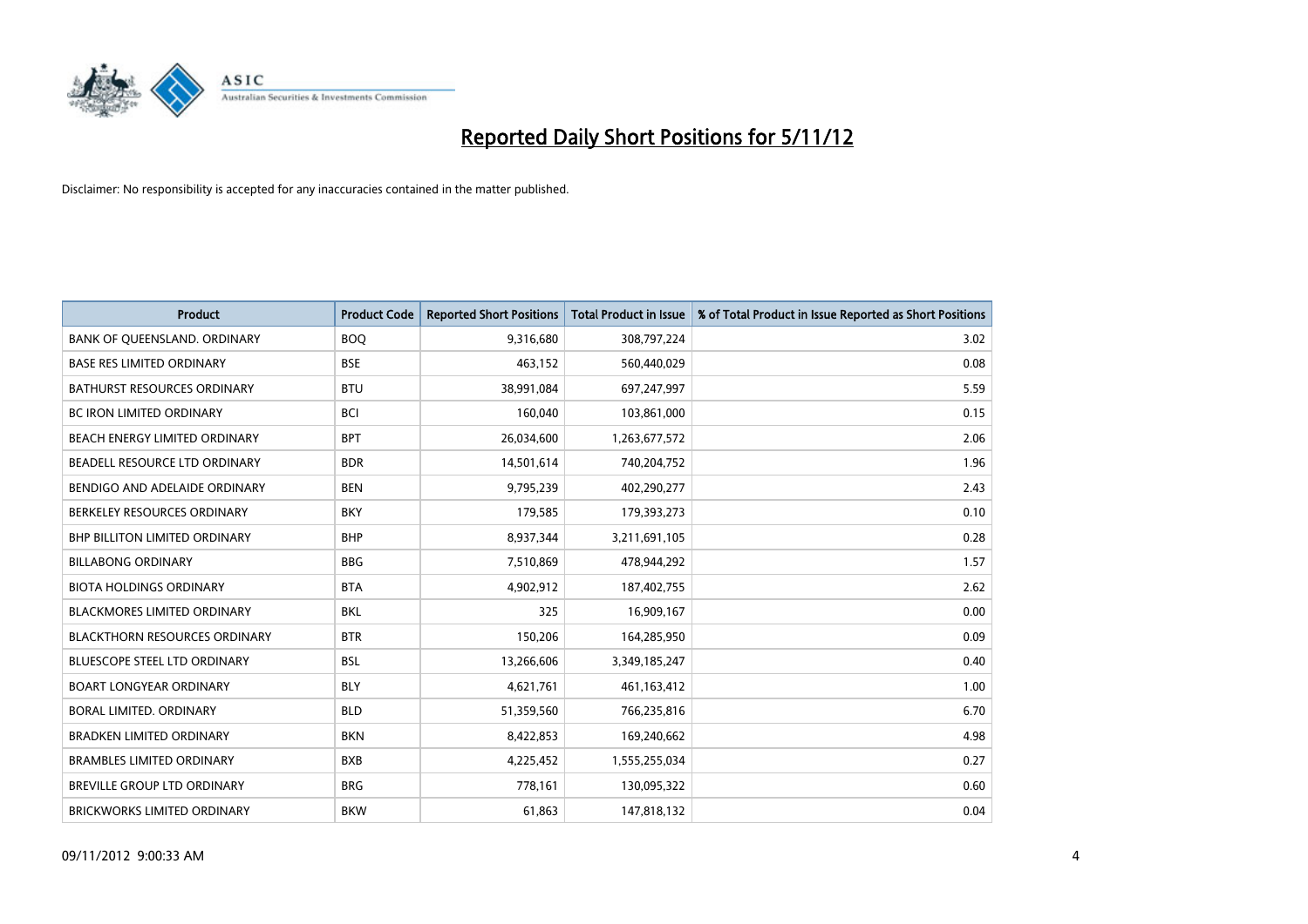# Reported Daily Short Positions for 5/11/12

Disclaimer: No responsibility is accepted for any inaccuracies contained in the matter published.

| Product | Product Code | Reported Short Positions | Total Product in Issue | % of Total Product in Issue Reported as Short Positions |
|---|---|---|---|---|
| BANK OF QUEENSLAND. ORDINARY | BOQ | 9,316,680 | 308,797,224 | 3.02 |
| BASE RES LIMITED ORDINARY | BSE | 463,152 | 560,440,029 | 0.08 |
| BATHURST RESOURCES ORDINARY | BTU | 38,991,084 | 697,247,997 | 5.59 |
| BC IRON LIMITED ORDINARY | BCI | 160,040 | 103,861,000 | 0.15 |
| BEACH ENERGY LIMITED ORDINARY | BPT | 26,034,600 | 1,263,677,572 | 2.06 |
| BEADELL RESOURCE LTD ORDINARY | BDR | 14,501,614 | 740,204,752 | 1.96 |
| BENDIGO AND ADELAIDE ORDINARY | BEN | 9,795,239 | 402,290,277 | 2.43 |
| BERKELEY RESOURCES ORDINARY | BKY | 179,585 | 179,393,273 | 0.10 |
| BHP BILLITON LIMITED ORDINARY | BHP | 8,937,344 | 3,211,691,105 | 0.28 |
| BILLABONG ORDINARY | BBG | 7,510,869 | 478,944,292 | 1.57 |
| BIOTA HOLDINGS ORDINARY | BTA | 4,902,912 | 187,402,755 | 2.62 |
| BLACKMORES LIMITED ORDINARY | BKL | 325 | 16,909,167 | 0.00 |
| BLACKTHORN RESOURCES ORDINARY | BTR | 150,206 | 164,285,950 | 0.09 |
| BLUESCOPE STEEL LTD ORDINARY | BSL | 13,266,606 | 3,349,185,247 | 0.40 |
| BOART LONGYEAR ORDINARY | BLY | 4,621,761 | 461,163,412 | 1.00 |
| BORAL LIMITED. ORDINARY | BLD | 51,359,560 | 766,235,816 | 6.70 |
| BRADKEN LIMITED ORDINARY | BKN | 8,422,853 | 169,240,662 | 4.98 |
| BRAMBLES LIMITED ORDINARY | BXB | 4,225,452 | 1,555,255,034 | 0.27 |
| BREVILLE GROUP LTD ORDINARY | BRG | 778,161 | 130,095,322 | 0.60 |
| BRICKWORKS LIMITED ORDINARY | BKW | 61,863 | 147,818,132 | 0.04 |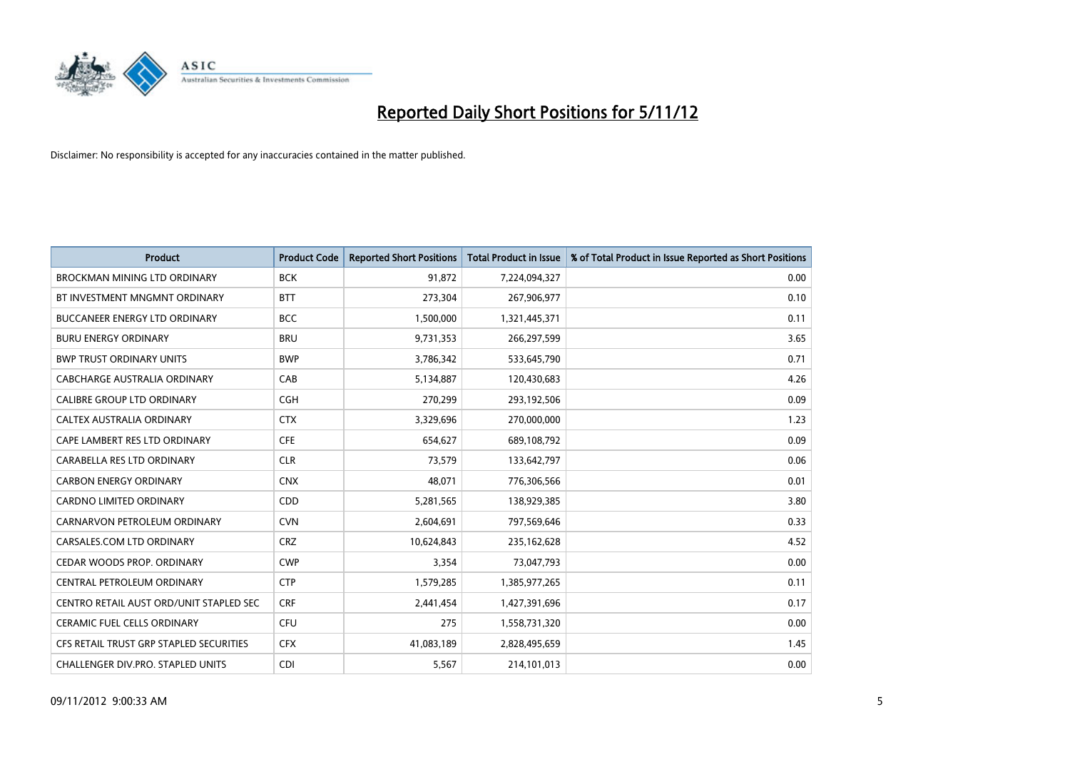# Reported Daily Short Positions for 5/11/12

Disclaimer: No responsibility is accepted for any inaccuracies contained in the matter published.

| Product | Product Code | Reported Short Positions | Total Product in Issue | % of Total Product in Issue Reported as Short Positions |
|---|---|---|---|---|
| BROCKMAN MINING LTD ORDINARY | BCK | 91,872 | 7,224,094,327 | 0.00 |
| BT INVESTMENT MNGMNT ORDINARY | BTT | 273,304 | 267,906,977 | 0.10 |
| BUCCANEER ENERGY LTD ORDINARY | BCC | 1,500,000 | 1,321,445,371 | 0.11 |
| BURU ENERGY ORDINARY | BRU | 9,731,353 | 266,297,599 | 3.65 |
| BWP TRUST ORDINARY UNITS | BWP | 3,786,342 | 533,645,790 | 0.71 |
| CABCHARGE AUSTRALIA ORDINARY | CAB | 5,134,887 | 120,430,683 | 4.26 |
| CALIBRE GROUP LTD ORDINARY | CGH | 270,299 | 293,192,506 | 0.09 |
| CALTEX AUSTRALIA ORDINARY | CTX | 3,329,696 | 270,000,000 | 1.23 |
| CAPE LAMBERT RES LTD ORDINARY | CFE | 654,627 | 689,108,792 | 0.09 |
| CARABELLA RES LTD ORDINARY | CLR | 73,579 | 133,642,797 | 0.06 |
| CARBON ENERGY ORDINARY | CNX | 48,071 | 776,306,566 | 0.01 |
| CARDNO LIMITED ORDINARY | CDD | 5,281,565 | 138,929,385 | 3.80 |
| CARNARVON PETROLEUM ORDINARY | CVN | 2,604,691 | 797,569,646 | 0.33 |
| CARSALES.COM LTD ORDINARY | CRZ | 10,624,843 | 235,162,628 | 4.52 |
| CEDAR WOODS PROP. ORDINARY | CWP | 3,354 | 73,047,793 | 0.00 |
| CENTRAL PETROLEUM ORDINARY | CTP | 1,579,285 | 1,385,977,265 | 0.11 |
| CENTRO RETAIL AUST ORD/UNIT STAPLED SEC | CRF | 2,441,454 | 1,427,391,696 | 0.17 |
| CERAMIC FUEL CELLS ORDINARY | CFU | 275 | 1,558,731,320 | 0.00 |
| CFS RETAIL TRUST GRP STAPLED SECURITIES | CFX | 41,083,189 | 2,828,495,659 | 1.45 |
| CHALLENGER DIV.PRO. STAPLED UNITS | CDI | 5,567 | 214,101,013 | 0.00 |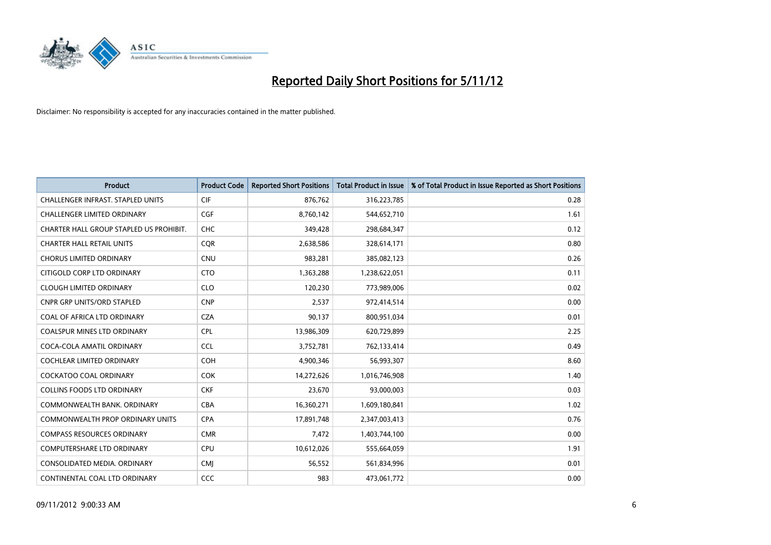# Reported Daily Short Positions for 5/11/12

Disclaimer: No responsibility is accepted for any inaccuracies contained in the matter published.

| Product | Product Code | Reported Short Positions | Total Product in Issue | % of Total Product in Issue Reported as Short Positions |
|---|---|---|---|---|
| CHALLENGER INFRAST. STAPLED UNITS | CIF | 876,762 | 316,223,785 | 0.28 |
| CHALLENGER LIMITED ORDINARY | CGF | 8,760,142 | 544,652,710 | 1.61 |
| CHARTER HALL GROUP STAPLED US PROHIBIT. | CHC | 349,428 | 298,684,347 | 0.12 |
| CHARTER HALL RETAIL UNITS | CQR | 2,638,586 | 328,614,171 | 0.80 |
| CHORUS LIMITED ORDINARY | CNU | 983,281 | 385,082,123 | 0.26 |
| CITIGOLD CORP LTD ORDINARY | CTO | 1,363,288 | 1,238,622,051 | 0.11 |
| CLOUGH LIMITED ORDINARY | CLO | 120,230 | 773,989,006 | 0.02 |
| CNPR GRP UNITS/ORD STAPLED | CNP | 2,537 | 972,414,514 | 0.00 |
| COAL OF AFRICA LTD ORDINARY | CZA | 90,137 | 800,951,034 | 0.01 |
| COALSPUR MINES LTD ORDINARY | CPL | 13,986,309 | 620,729,899 | 2.25 |
| COCA-COLA AMATIL ORDINARY | CCL | 3,752,781 | 762,133,414 | 0.49 |
| COCHLEAR LIMITED ORDINARY | COH | 4,900,346 | 56,993,307 | 8.60 |
| COCKATOO COAL ORDINARY | COK | 14,272,626 | 1,016,746,908 | 1.40 |
| COLLINS FOODS LTD ORDINARY | CKF | 23,670 | 93,000,003 | 0.03 |
| COMMONWEALTH BANK. ORDINARY | CBA | 16,360,271 | 1,609,180,841 | 1.02 |
| COMMONWEALTH PROP ORDINARY UNITS | CPA | 17,891,748 | 2,347,003,413 | 0.76 |
| COMPASS RESOURCES ORDINARY | CMR | 7,472 | 1,403,744,100 | 0.00 |
| COMPUTERSHARE LTD ORDINARY | CPU | 10,612,026 | 555,664,059 | 1.91 |
| CONSOLIDATED MEDIA. ORDINARY | CMJ | 56,552 | 561,834,996 | 0.01 |
| CONTINENTAL COAL LTD ORDINARY | CCC | 983 | 473,061,772 | 0.00 |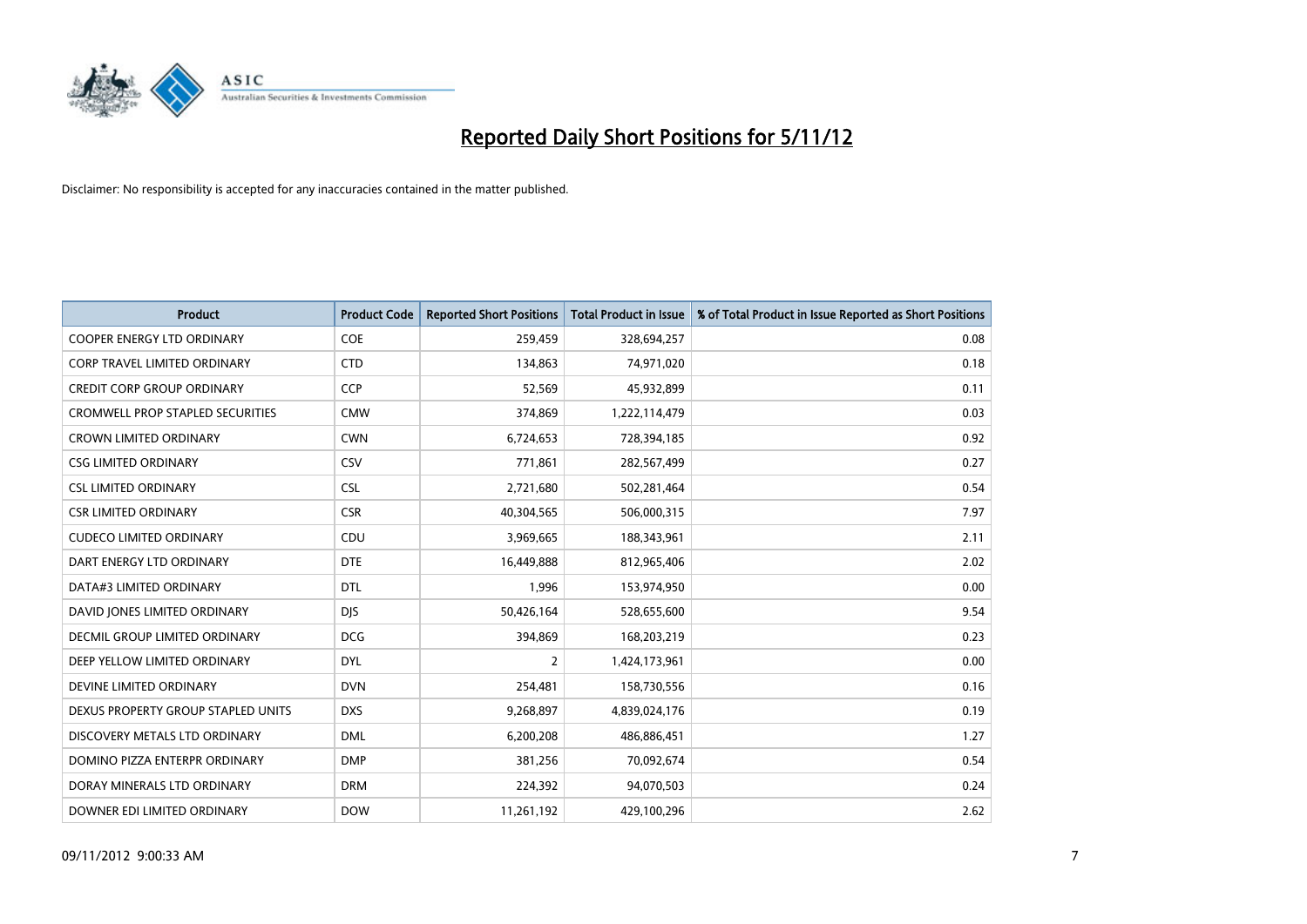# Reported Daily Short Positions for 5/11/12

Disclaimer: No responsibility is accepted for any inaccuracies contained in the matter published.

| Product | Product Code | Reported Short Positions | Total Product in Issue | % of Total Product in Issue Reported as Short Positions |
|---|---|---|---|---|
| COOPER ENERGY LTD ORDINARY | COE | 259,459 | 328,694,257 | 0.08 |
| CORP TRAVEL LIMITED ORDINARY | CTD | 134,863 | 74,971,020 | 0.18 |
| CREDIT CORP GROUP ORDINARY | CCP | 52,569 | 45,932,899 | 0.11 |
| CROMWELL PROP STAPLED SECURITIES | CMW | 374,869 | 1,222,114,479 | 0.03 |
| CROWN LIMITED ORDINARY | CWN | 6,724,653 | 728,394,185 | 0.92 |
| CSG LIMITED ORDINARY | CSV | 771,861 | 282,567,499 | 0.27 |
| CSL LIMITED ORDINARY | CSL | 2,721,680 | 502,281,464 | 0.54 |
| CSR LIMITED ORDINARY | CSR | 40,304,565 | 506,000,315 | 7.97 |
| CUDECO LIMITED ORDINARY | CDU | 3,969,665 | 188,343,961 | 2.11 |
| DART ENERGY LTD ORDINARY | DTE | 16,449,888 | 812,965,406 | 2.02 |
| DATA#3 LIMITED ORDINARY | DTL | 1,996 | 153,974,950 | 0.00 |
| DAVID JONES LIMITED ORDINARY | DJS | 50,426,164 | 528,655,600 | 9.54 |
| DECMIL GROUP LIMITED ORDINARY | DCG | 394,869 | 168,203,219 | 0.23 |
| DEEP YELLOW LIMITED ORDINARY | DYL | 2 | 1,424,173,961 | 0.00 |
| DEVINE LIMITED ORDINARY | DVN | 254,481 | 158,730,556 | 0.16 |
| DEXUS PROPERTY GROUP STAPLED UNITS | DXS | 9,268,897 | 4,839,024,176 | 0.19 |
| DISCOVERY METALS LTD ORDINARY | DML | 6,200,208 | 486,886,451 | 1.27 |
| DOMINO PIZZA ENTERPR ORDINARY | DMP | 381,256 | 70,092,674 | 0.54 |
| DORAY MINERALS LTD ORDINARY | DRM | 224,392 | 94,070,503 | 0.24 |
| DOWNER EDI LIMITED ORDINARY | DOW | 11,261,192 | 429,100,296 | 2.62 |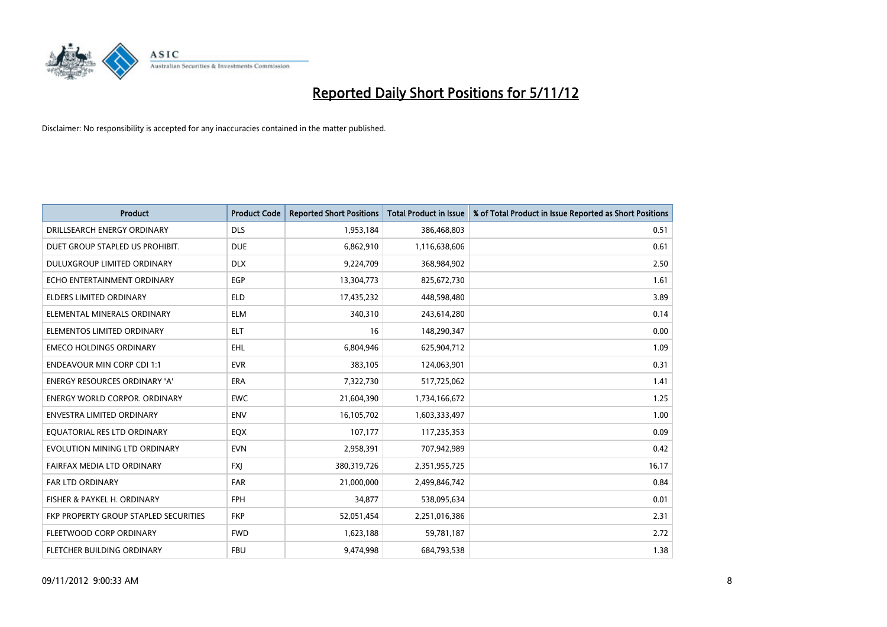# Reported Daily Short Positions for 5/11/12

Disclaimer: No responsibility is accepted for any inaccuracies contained in the matter published.

| Product | Product Code | Reported Short Positions | Total Product in Issue | % of Total Product in Issue Reported as Short Positions |
|---|---|---|---|---|
| DRILLSEARCH ENERGY ORDINARY | DLS | 1,953,184 | 386,468,803 | 0.51 |
| DUET GROUP STAPLED US PROHIBIT. | DUE | 6,862,910 | 1,116,638,606 | 0.61 |
| DULUXGROUP LIMITED ORDINARY | DLX | 9,224,709 | 368,984,902 | 2.50 |
| ECHO ENTERTAINMENT ORDINARY | EGP | 13,304,773 | 825,672,730 | 1.61 |
| ELDERS LIMITED ORDINARY | ELD | 17,435,232 | 448,598,480 | 3.89 |
| ELEMENTAL MINERALS ORDINARY | ELM | 340,310 | 243,614,280 | 0.14 |
| ELEMENTOS LIMITED ORDINARY | ELT | 16 | 148,290,347 | 0.00 |
| EMECO HOLDINGS ORDINARY | EHL | 6,804,946 | 625,904,712 | 1.09 |
| ENDEAVOUR MIN CORP CDI 1:1 | EVR | 383,105 | 124,063,901 | 0.31 |
| ENERGY RESOURCES ORDINARY 'A' | ERA | 7,322,730 | 517,725,062 | 1.41 |
| ENERGY WORLD CORPOR. ORDINARY | EWC | 21,604,390 | 1,734,166,672 | 1.25 |
| ENVESTRA LIMITED ORDINARY | ENV | 16,105,702 | 1,603,333,497 | 1.00 |
| EQUATORIAL RES LTD ORDINARY | EQX | 107,177 | 117,235,353 | 0.09 |
| EVOLUTION MINING LTD ORDINARY | EVN | 2,958,391 | 707,942,989 | 0.42 |
| FAIRFAX MEDIA LTD ORDINARY | FXJ | 380,319,726 | 2,351,955,725 | 16.17 |
| FAR LTD ORDINARY | FAR | 21,000,000 | 2,499,846,742 | 0.84 |
| FISHER & PAYKEL H. ORDINARY | FPH | 34,877 | 538,095,634 | 0.01 |
| FKP PROPERTY GROUP STAPLED SECURITIES | FKP | 52,051,454 | 2,251,016,386 | 2.31 |
| FLEETWOOD CORP ORDINARY | FWD | 1,623,188 | 59,781,187 | 2.72 |
| FLETCHER BUILDING ORDINARY | FBU | 9,474,998 | 684,793,538 | 1.38 |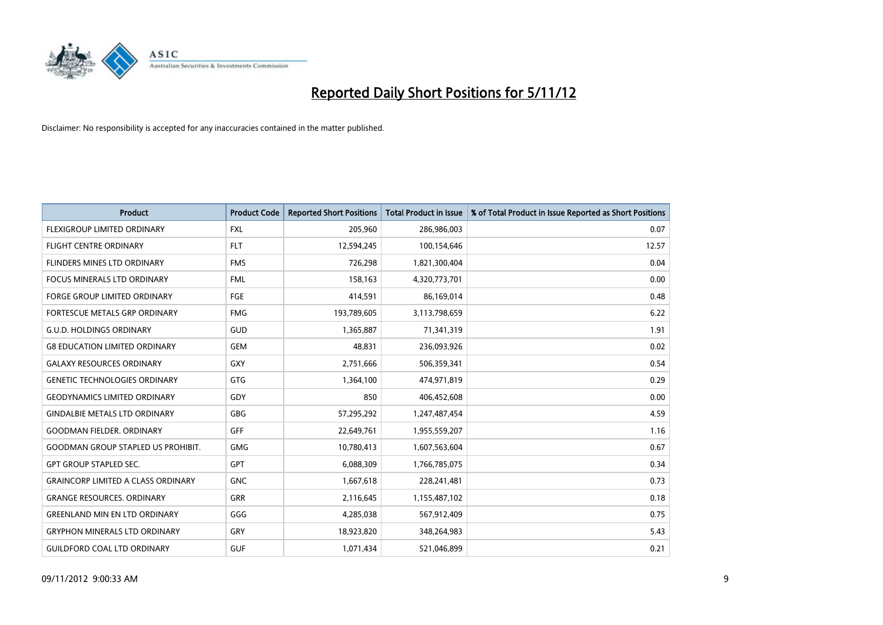# Reported Daily Short Positions for 5/11/12

Disclaimer: No responsibility is accepted for any inaccuracies contained in the matter published.

| Product | Product Code | Reported Short Positions | Total Product in Issue | % of Total Product in Issue Reported as Short Positions |
|---|---|---|---|---|
| FLEXIGROUP LIMITED ORDINARY | FXL | 205,960 | 286,986,003 | 0.07 |
| FLIGHT CENTRE ORDINARY | FLT | 12,594,245 | 100,154,646 | 12.57 |
| FLINDERS MINES LTD ORDINARY | FMS | 726,298 | 1,821,300,404 | 0.04 |
| FOCUS MINERALS LTD ORDINARY | FML | 158,163 | 4,320,773,701 | 0.00 |
| FORGE GROUP LIMITED ORDINARY | FGE | 414,591 | 86,169,014 | 0.48 |
| FORTESCUE METALS GRP ORDINARY | FMG | 193,789,605 | 3,113,798,659 | 6.22 |
| G.U.D. HOLDINGS ORDINARY | GUD | 1,365,887 | 71,341,319 | 1.91 |
| G8 EDUCATION LIMITED ORDINARY | GEM | 48,831 | 236,093,926 | 0.02 |
| GALAXY RESOURCES ORDINARY | GXY | 2,751,666 | 506,359,341 | 0.54 |
| GENETIC TECHNOLOGIES ORDINARY | GTG | 1,364,100 | 474,971,819 | 0.29 |
| GEODYNAMICS LIMITED ORDINARY | GDY | 850 | 406,452,608 | 0.00 |
| GINDALBIE METALS LTD ORDINARY | GBG | 57,295,292 | 1,247,487,454 | 4.59 |
| GOODMAN FIELDER. ORDINARY | GFF | 22,649,761 | 1,955,559,207 | 1.16 |
| GOODMAN GROUP STAPLED US PROHIBIT. | GMG | 10,780,413 | 1,607,563,604 | 0.67 |
| GPT GROUP STAPLED SEC. | GPT | 6,088,309 | 1,766,785,075 | 0.34 |
| GRAINCORP LIMITED A CLASS ORDINARY | GNC | 1,667,618 | 228,241,481 | 0.73 |
| GRANGE RESOURCES. ORDINARY | GRR | 2,116,645 | 1,155,487,102 | 0.18 |
| GREENLAND MIN EN LTD ORDINARY | GGG | 4,285,038 | 567,912,409 | 0.75 |
| GRYPHON MINERALS LTD ORDINARY | GRY | 18,923,820 | 348,264,983 | 5.43 |
| GUILDFORD COAL LTD ORDINARY | GUF | 1,071,434 | 521,046,899 | 0.21 |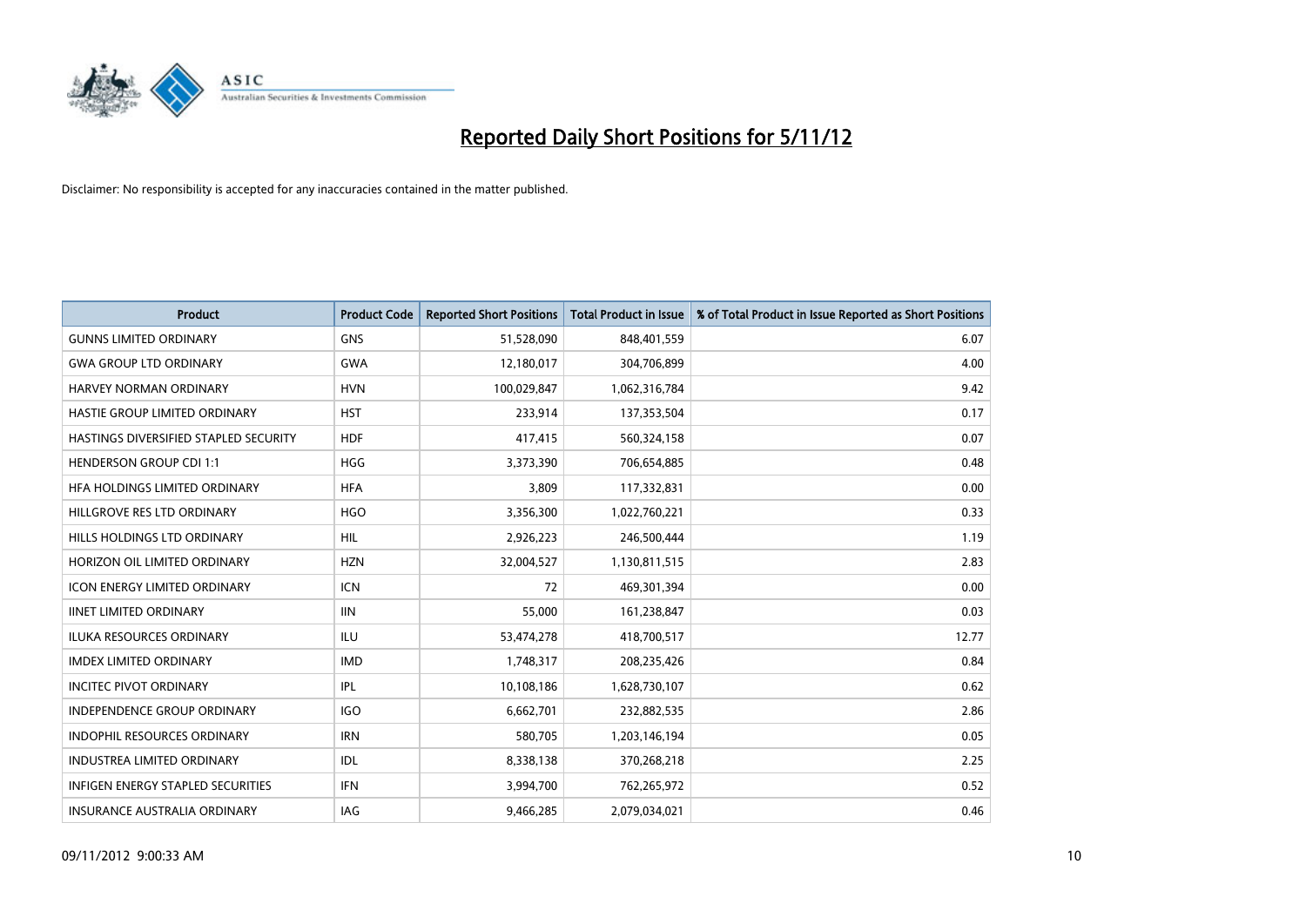# Reported Daily Short Positions for 5/11/12

Disclaimer: No responsibility is accepted for any inaccuracies contained in the matter published.

| Product | Product Code | Reported Short Positions | Total Product in Issue | % of Total Product in Issue Reported as Short Positions |
| --- | --- | --- | --- | --- |
| GUNNS LIMITED ORDINARY | GNS | 51,528,090 | 848,401,559 | 6.07 |
| GWA GROUP LTD ORDINARY | GWA | 12,180,017 | 304,706,899 | 4.00 |
| HARVEY NORMAN ORDINARY | HVN | 100,029,847 | 1,062,316,784 | 9.42 |
| HASTIE GROUP LIMITED ORDINARY | HST | 233,914 | 137,353,504 | 0.17 |
| HASTINGS DIVERSIFIED STAPLED SECURITY | HDF | 417,415 | 560,324,158 | 0.07 |
| HENDERSON GROUP CDI 1:1 | HGG | 3,373,390 | 706,654,885 | 0.48 |
| HFA HOLDINGS LIMITED ORDINARY | HFA | 3,809 | 117,332,831 | 0.00 |
| HILLGROVE RES LTD ORDINARY | HGO | 3,356,300 | 1,022,760,221 | 0.33 |
| HILLS HOLDINGS LTD ORDINARY | HIL | 2,926,223 | 246,500,444 | 1.19 |
| HORIZON OIL LIMITED ORDINARY | HZN | 32,004,527 | 1,130,811,515 | 2.83 |
| ICON ENERGY LIMITED ORDINARY | ICN | 72 | 469,301,394 | 0.00 |
| IINET LIMITED ORDINARY | IIN | 55,000 | 161,238,847 | 0.03 |
| ILUKA RESOURCES ORDINARY | ILU | 53,474,278 | 418,700,517 | 12.77 |
| IMDEX LIMITED ORDINARY | IMD | 1,748,317 | 208,235,426 | 0.84 |
| INCITEC PIVOT ORDINARY | IPL | 10,108,186 | 1,628,730,107 | 0.62 |
| INDEPENDENCE GROUP ORDINARY | IGO | 6,662,701 | 232,882,535 | 2.86 |
| INDOPHIL RESOURCES ORDINARY | IRN | 580,705 | 1,203,146,194 | 0.05 |
| INDUSTREA LIMITED ORDINARY | IDL | 8,338,138 | 370,268,218 | 2.25 |
| INFIGEN ENERGY STAPLED SECURITIES | IFN | 3,994,700 | 762,265,972 | 0.52 |
| INSURANCE AUSTRALIA ORDINARY | IAG | 9,466,285 | 2,079,034,021 | 0.46 |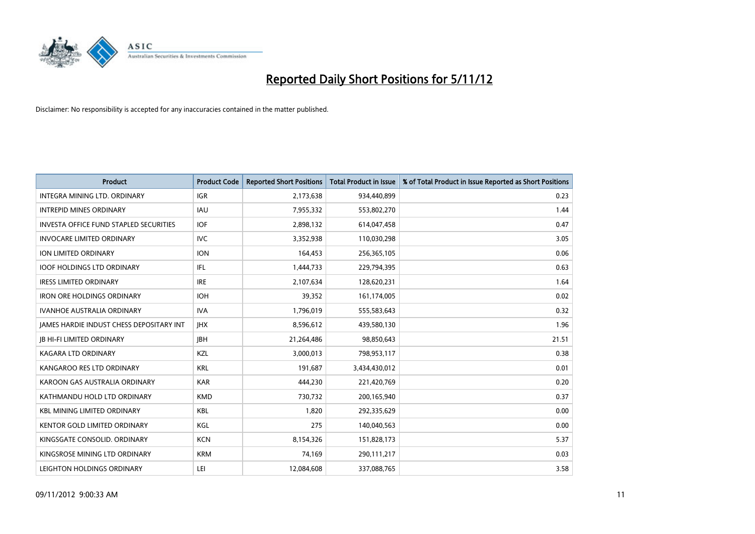# Reported Daily Short Positions for 5/11/12

Disclaimer: No responsibility is accepted for any inaccuracies contained in the matter published.

| Product | Product Code | Reported Short Positions | Total Product in Issue | % of Total Product in Issue Reported as Short Positions |
|---|---|---|---|---|
| INTEGRA MINING LTD. ORDINARY | IGR | 2,173,638 | 934,440,899 | 0.23 |
| INTREPID MINES ORDINARY | IAU | 7,955,332 | 553,802,270 | 1.44 |
| INVESTA OFFICE FUND STAPLED SECURITIES | IOF | 2,898,132 | 614,047,458 | 0.47 |
| INVOCARE LIMITED ORDINARY | IVC | 3,352,938 | 110,030,298 | 3.05 |
| ION LIMITED ORDINARY | ION | 164,453 | 256,365,105 | 0.06 |
| IOOF HOLDINGS LTD ORDINARY | IFL | 1,444,733 | 229,794,395 | 0.63 |
| IRESS LIMITED ORDINARY | IRE | 2,107,634 | 128,620,231 | 1.64 |
| IRON ORE HOLDINGS ORDINARY | IOH | 39,352 | 161,174,005 | 0.02 |
| IVANHOE AUSTRALIA ORDINARY | IVA | 1,796,019 | 555,583,643 | 0.32 |
| JAMES HARDIE INDUST CHESS DEPOSITARY INT | JHX | 8,596,612 | 439,580,130 | 1.96 |
| JB HI-FI LIMITED ORDINARY | JBH | 21,264,486 | 98,850,643 | 21.51 |
| KAGARA LTD ORDINARY | KZL | 3,000,013 | 798,953,117 | 0.38 |
| KANGAROO RES LTD ORDINARY | KRL | 191,687 | 3,434,430,012 | 0.01 |
| KAROON GAS AUSTRALIA ORDINARY | KAR | 444,230 | 221,420,769 | 0.20 |
| KATHMANDU HOLD LTD ORDINARY | KMD | 730,732 | 200,165,940 | 0.37 |
| KBL MINING LIMITED ORDINARY | KBL | 1,820 | 292,335,629 | 0.00 |
| KENTOR GOLD LIMITED ORDINARY | KGL | 275 | 140,040,563 | 0.00 |
| KINGSGATE CONSOLID. ORDINARY | KCN | 8,154,326 | 151,828,173 | 5.37 |
| KINGSROSE MINING LTD ORDINARY | KRM | 74,169 | 290,111,217 | 0.03 |
| LEIGHTON HOLDINGS ORDINARY | LEI | 12,084,608 | 337,088,765 | 3.58 |

09/11/2012 9:00:33 AM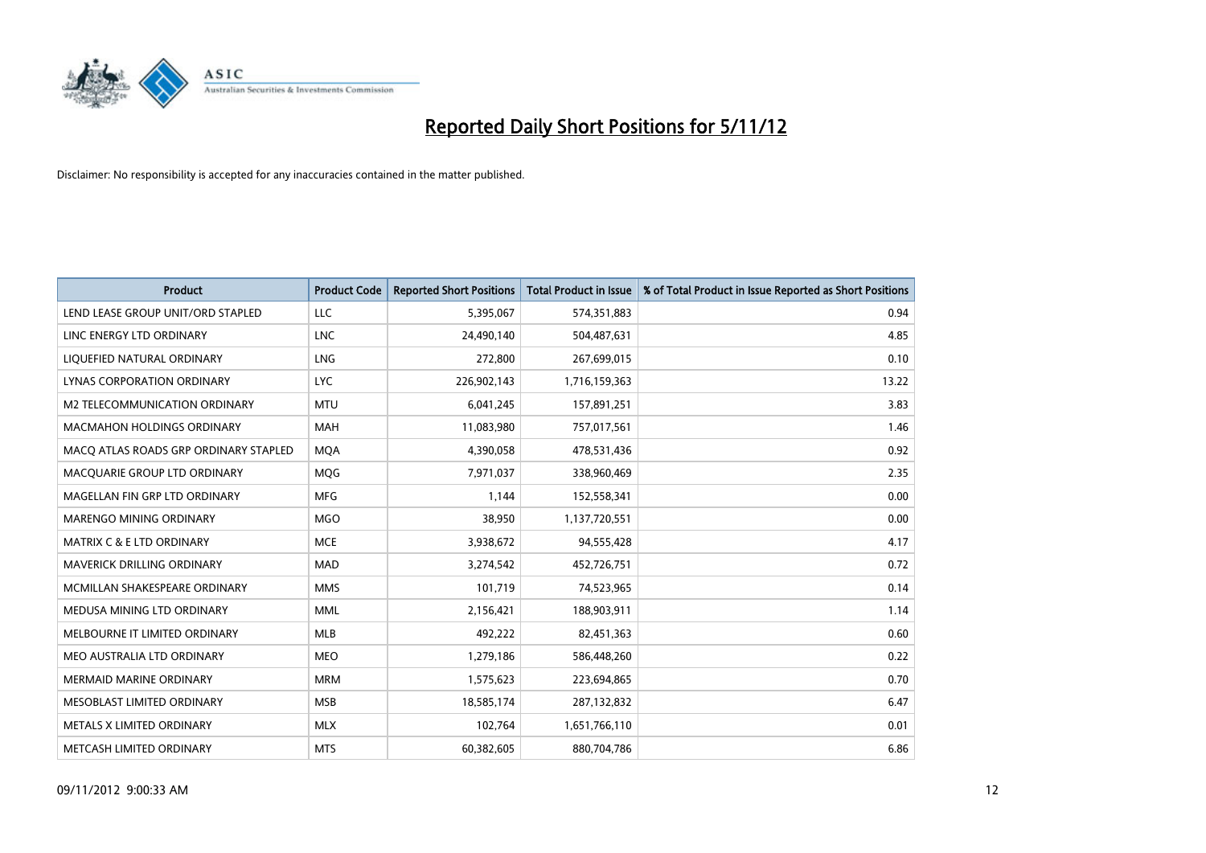# Reported Daily Short Positions for 5/11/12

Disclaimer: No responsibility is accepted for any inaccuracies contained in the matter published.

| Product | Product Code | Reported Short Positions | Total Product in Issue | % of Total Product in Issue Reported as Short Positions |
|---|---|---|---|---|
| LEND LEASE GROUP UNIT/ORD STAPLED | LLC | 5,395,067 | 574,351,883 | 0.94 |
| LINC ENERGY LTD ORDINARY | LNC | 24,490,140 | 504,487,631 | 4.85 |
| LIQUEFIED NATURAL ORDINARY | LNG | 272,800 | 267,699,015 | 0.10 |
| LYNAS CORPORATION ORDINARY | LYC | 226,902,143 | 1,716,159,363 | 13.22 |
| M2 TELECOMMUNICATION ORDINARY | MTU | 6,041,245 | 157,891,251 | 3.83 |
| MACMAHON HOLDINGS ORDINARY | MAH | 11,083,980 | 757,017,561 | 1.46 |
| MACQ ATLAS ROADS GRP ORDINARY STAPLED | MQA | 4,390,058 | 478,531,436 | 0.92 |
| MACQUARIE GROUP LTD ORDINARY | MQG | 7,971,037 | 338,960,469 | 2.35 |
| MAGELLAN FIN GRP LTD ORDINARY | MFG | 1,144 | 152,558,341 | 0.00 |
| MARENGO MINING ORDINARY | MGO | 38,950 | 1,137,720,551 | 0.00 |
| MATRIX C & E LTD ORDINARY | MCE | 3,938,672 | 94,555,428 | 4.17 |
| MAVERICK DRILLING ORDINARY | MAD | 3,274,542 | 452,726,751 | 0.72 |
| MCMILLAN SHAKESPEARE ORDINARY | MMS | 101,719 | 74,523,965 | 0.14 |
| MEDUSA MINING LTD ORDINARY | MML | 2,156,421 | 188,903,911 | 1.14 |
| MELBOURNE IT LIMITED ORDINARY | MLB | 492,222 | 82,451,363 | 0.60 |
| MEO AUSTRALIA LTD ORDINARY | MEO | 1,279,186 | 586,448,260 | 0.22 |
| MERMAID MARINE ORDINARY | MRM | 1,575,623 | 223,694,865 | 0.70 |
| MESOBLAST LIMITED ORDINARY | MSB | 18,585,174 | 287,132,832 | 6.47 |
| METALS X LIMITED ORDINARY | MLX | 102,764 | 1,651,766,110 | 0.01 |
| METCASH LIMITED ORDINARY | MTS | 60,382,605 | 880,704,786 | 6.86 |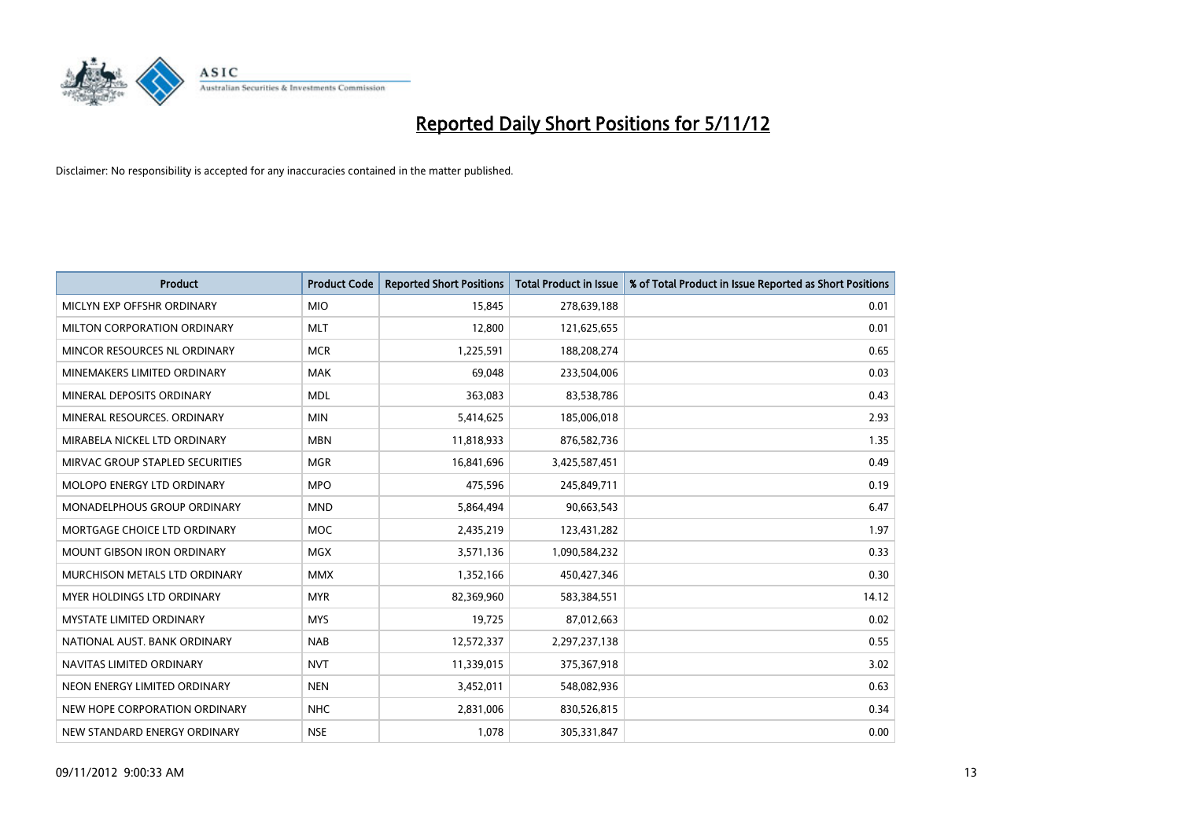# Reported Daily Short Positions for 5/11/12

Disclaimer: No responsibility is accepted for any inaccuracies contained in the matter published.

| Product | Product Code | Reported Short Positions | Total Product in Issue | % of Total Product in Issue Reported as Short Positions |
|---|---|---|---|---|
| MICLYN EXP OFFSHR ORDINARY | MIO | 15,845 | 278,639,188 | 0.01 |
| MILTON CORPORATION ORDINARY | MLT | 12,800 | 121,625,655 | 0.01 |
| MINCOR RESOURCES NL ORDINARY | MCR | 1,225,591 | 188,208,274 | 0.65 |
| MINEMAKERS LIMITED ORDINARY | MAK | 69,048 | 233,504,006 | 0.03 |
| MINERAL DEPOSITS ORDINARY | MDL | 363,083 | 83,538,786 | 0.43 |
| MINERAL RESOURCES. ORDINARY | MIN | 5,414,625 | 185,006,018 | 2.93 |
| MIRABELA NICKEL LTD ORDINARY | MBN | 11,818,933 | 876,582,736 | 1.35 |
| MIRVAC GROUP STAPLED SECURITIES | MGR | 16,841,696 | 3,425,587,451 | 0.49 |
| MOLOPO ENERGY LTD ORDINARY | MPO | 475,596 | 245,849,711 | 0.19 |
| MONADELPHOUS GROUP ORDINARY | MND | 5,864,494 | 90,663,543 | 6.47 |
| MORTGAGE CHOICE LTD ORDINARY | MOC | 2,435,219 | 123,431,282 | 1.97 |
| MOUNT GIBSON IRON ORDINARY | MGX | 3,571,136 | 1,090,584,232 | 0.33 |
| MURCHISON METALS LTD ORDINARY | MMX | 1,352,166 | 450,427,346 | 0.30 |
| MYER HOLDINGS LTD ORDINARY | MYR | 82,369,960 | 583,384,551 | 14.12 |
| MYSTATE LIMITED ORDINARY | MYS | 19,725 | 87,012,663 | 0.02 |
| NATIONAL AUST. BANK ORDINARY | NAB | 12,572,337 | 2,297,237,138 | 0.55 |
| NAVITAS LIMITED ORDINARY | NVT | 11,339,015 | 375,367,918 | 3.02 |
| NEON ENERGY LIMITED ORDINARY | NEN | 3,452,011 | 548,082,936 | 0.63 |
| NEW HOPE CORPORATION ORDINARY | NHC | 2,831,006 | 830,526,815 | 0.34 |
| NEW STANDARD ENERGY ORDINARY | NSE | 1,078 | 305,331,847 | 0.00 |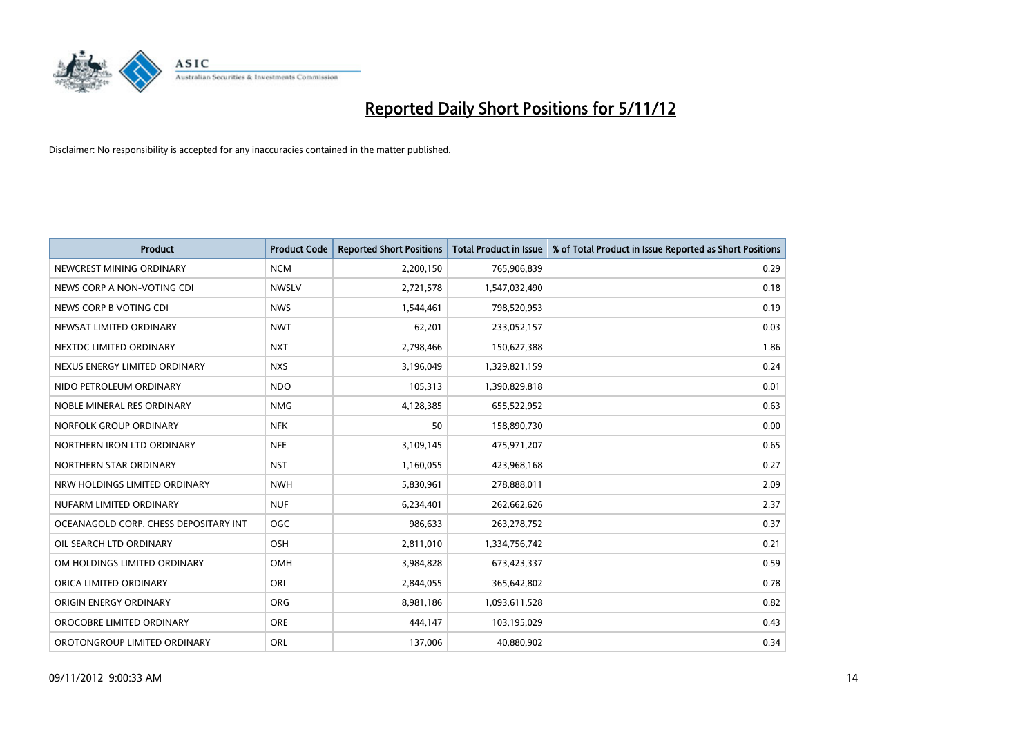# Reported Daily Short Positions for 5/11/12

Disclaimer: No responsibility is accepted for any inaccuracies contained in the matter published.

| Product | Product Code | Reported Short Positions | Total Product in Issue | % of Total Product in Issue Reported as Short Positions |
|---|---|---|---|---|
| NEWCREST MINING ORDINARY | NCM | 2,200,150 | 765,906,839 | 0.29 |
| NEWS CORP A NON-VOTING CDI | NWSLV | 2,721,578 | 1,547,032,490 | 0.18 |
| NEWS CORP B VOTING CDI | NWS | 1,544,461 | 798,520,953 | 0.19 |
| NEWSAT LIMITED ORDINARY | NWT | 62,201 | 233,052,157 | 0.03 |
| NEXTDC LIMITED ORDINARY | NXT | 2,798,466 | 150,627,388 | 1.86 |
| NEXUS ENERGY LIMITED ORDINARY | NXS | 3,196,049 | 1,329,821,159 | 0.24 |
| NIDO PETROLEUM ORDINARY | NDO | 105,313 | 1,390,829,818 | 0.01 |
| NOBLE MINERAL RES ORDINARY | NMG | 4,128,385 | 655,522,952 | 0.63 |
| NORFOLK GROUP ORDINARY | NFK | 50 | 158,890,730 | 0.00 |
| NORTHERN IRON LTD ORDINARY | NFE | 3,109,145 | 475,971,207 | 0.65 |
| NORTHERN STAR ORDINARY | NST | 1,160,055 | 423,968,168 | 0.27 |
| NRW HOLDINGS LIMITED ORDINARY | NWH | 5,830,961 | 278,888,011 | 2.09 |
| NUFARM LIMITED ORDINARY | NUF | 6,234,401 | 262,662,626 | 2.37 |
| OCEANAGOLD CORP. CHESS DEPOSITARY INT | OGC | 986,633 | 263,278,752 | 0.37 |
| OIL SEARCH LTD ORDINARY | OSH | 2,811,010 | 1,334,756,742 | 0.21 |
| OM HOLDINGS LIMITED ORDINARY | OMH | 3,984,828 | 673,423,337 | 0.59 |
| ORICA LIMITED ORDINARY | ORI | 2,844,055 | 365,642,802 | 0.78 |
| ORIGIN ENERGY ORDINARY | ORG | 8,981,186 | 1,093,611,528 | 0.82 |
| OROCOBRE LIMITED ORDINARY | ORE | 444,147 | 103,195,029 | 0.43 |
| OROTONGROUP LIMITED ORDINARY | ORL | 137,006 | 40,880,902 | 0.34 |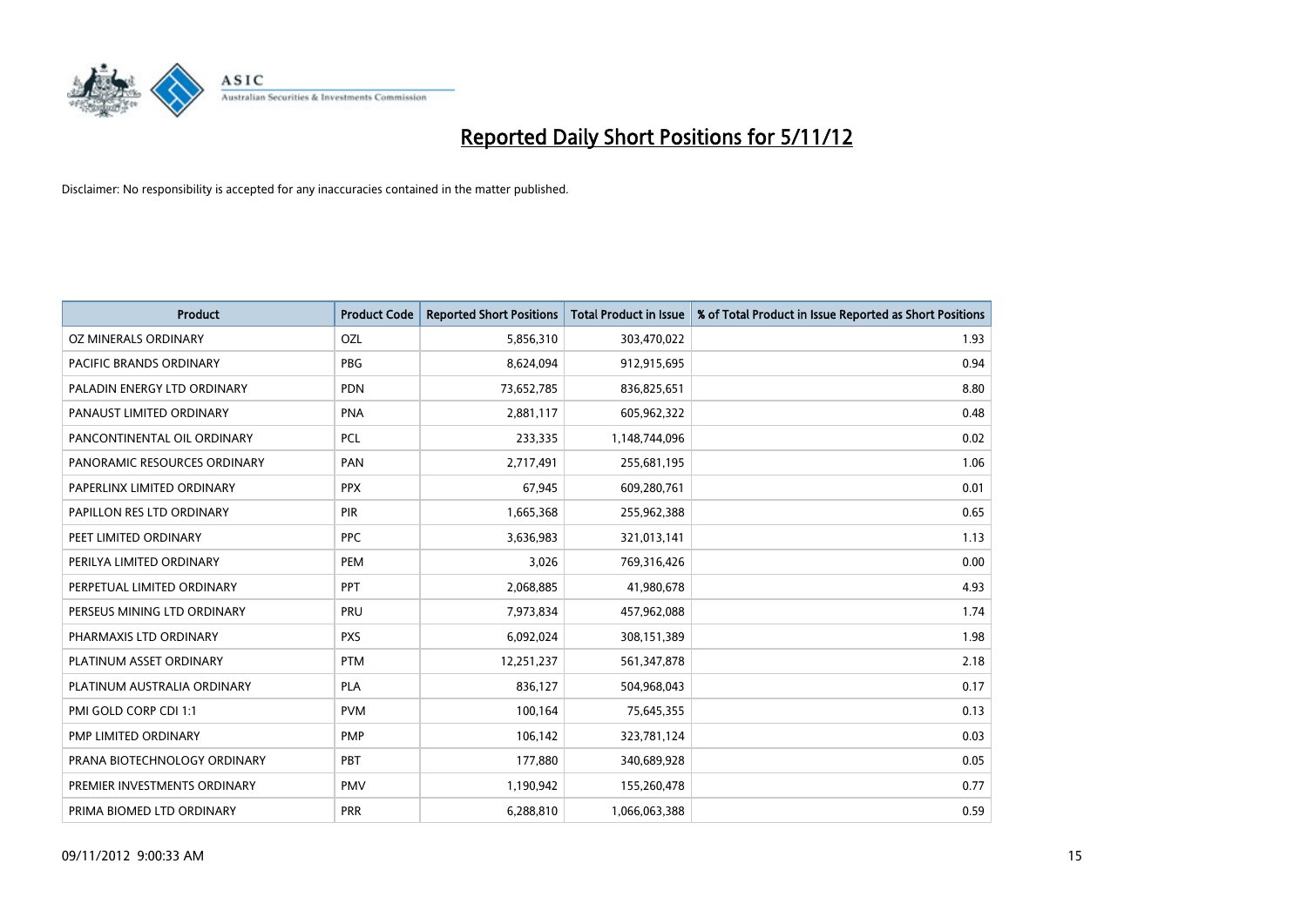# Reported Daily Short Positions for 5/11/12

Disclaimer: No responsibility is accepted for any inaccuracies contained in the matter published.

| Product | Product Code | Reported Short Positions | Total Product in Issue | % of Total Product in Issue Reported as Short Positions |
|---|---|---|---|---|
| OZ MINERALS ORDINARY | OZL | 5,856,310 | 303,470,022 | 1.93 |
| PACIFIC BRANDS ORDINARY | PBG | 8,624,094 | 912,915,695 | 0.94 |
| PALADIN ENERGY LTD ORDINARY | PDN | 73,652,785 | 836,825,651 | 8.80 |
| PANAUST LIMITED ORDINARY | PNA | 2,881,117 | 605,962,322 | 0.48 |
| PANCONTINENTAL OIL ORDINARY | PCL | 233,335 | 1,148,744,096 | 0.02 |
| PANORAMIC RESOURCES ORDINARY | PAN | 2,717,491 | 255,681,195 | 1.06 |
| PAPERLINX LIMITED ORDINARY | PPX | 67,945 | 609,280,761 | 0.01 |
| PAPILLON RES LTD ORDINARY | PIR | 1,665,368 | 255,962,388 | 0.65 |
| PEET LIMITED ORDINARY | PPC | 3,636,983 | 321,013,141 | 1.13 |
| PERILYA LIMITED ORDINARY | PEM | 3,026 | 769,316,426 | 0.00 |
| PERPETUAL LIMITED ORDINARY | PPT | 2,068,885 | 41,980,678 | 4.93 |
| PERSEUS MINING LTD ORDINARY | PRU | 7,973,834 | 457,962,088 | 1.74 |
| PHARMAXIS LTD ORDINARY | PXS | 6,092,024 | 308,151,389 | 1.98 |
| PLATINUM ASSET ORDINARY | PTM | 12,251,237 | 561,347,878 | 2.18 |
| PLATINUM AUSTRALIA ORDINARY | PLA | 836,127 | 504,968,043 | 0.17 |
| PMI GOLD CORP CDI 1:1 | PVM | 100,164 | 75,645,355 | 0.13 |
| PMP LIMITED ORDINARY | PMP | 106,142 | 323,781,124 | 0.03 |
| PRANA BIOTECHNOLOGY ORDINARY | PBT | 177,880 | 340,689,928 | 0.05 |
| PREMIER INVESTMENTS ORDINARY | PMV | 1,190,942 | 155,260,478 | 0.77 |
| PRIMA BIOMED LTD ORDINARY | PRR | 6,288,810 | 1,066,063,388 | 0.59 |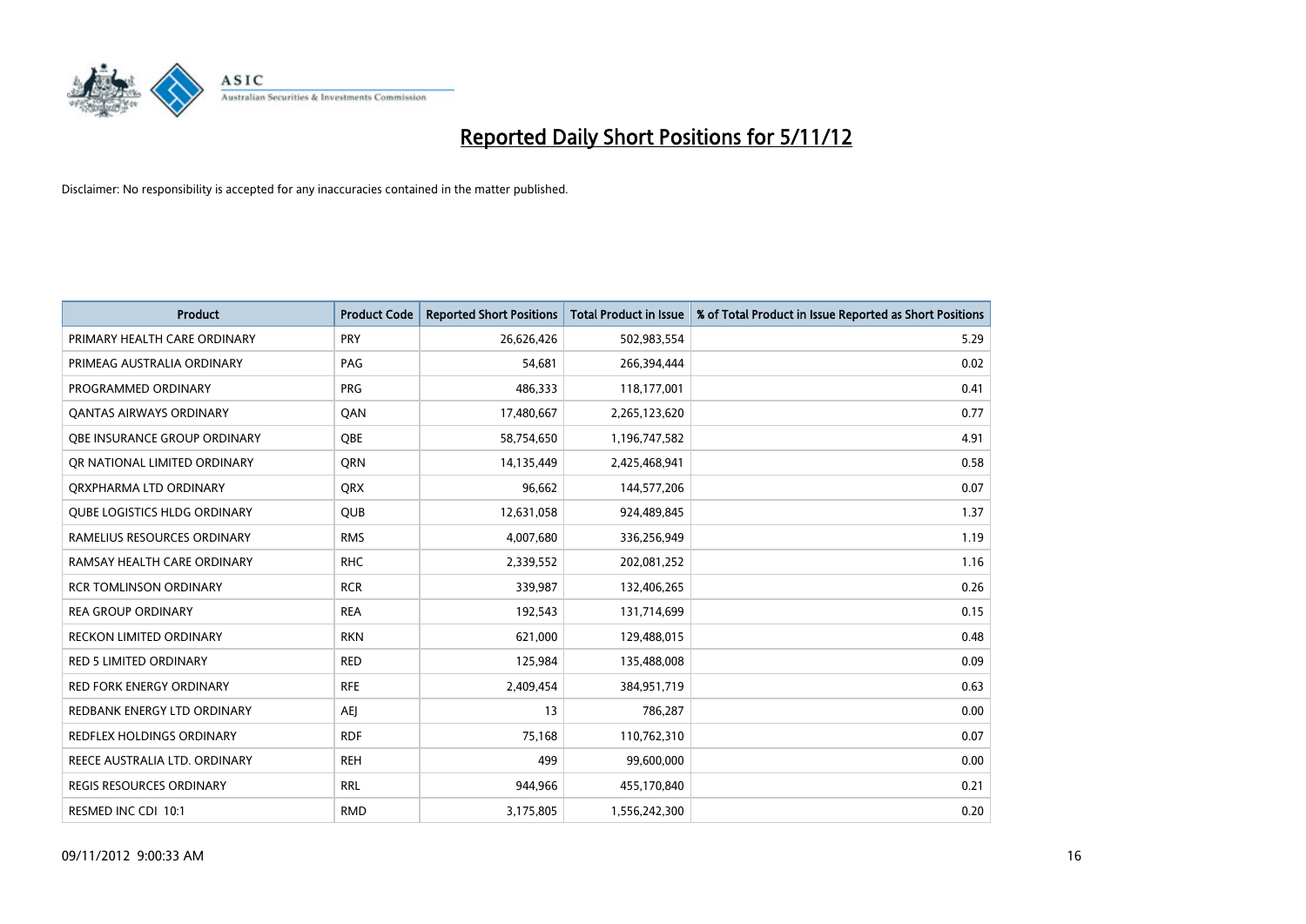# Reported Daily Short Positions for 5/11/12

Disclaimer: No responsibility is accepted for any inaccuracies contained in the matter published.

| Product | Product Code | Reported Short Positions | Total Product in Issue | % of Total Product in Issue Reported as Short Positions |
|---|---|---|---|---|
| PRIMARY HEALTH CARE ORDINARY | PRY | 26,626,426 | 502,983,554 | 5.29 |
| PRIMEAG AUSTRALIA ORDINARY | PAG | 54,681 | 266,394,444 | 0.02 |
| PROGRAMMED ORDINARY | PRG | 486,333 | 118,177,001 | 0.41 |
| QANTAS AIRWAYS ORDINARY | QAN | 17,480,667 | 2,265,123,620 | 0.77 |
| QBE INSURANCE GROUP ORDINARY | QBE | 58,754,650 | 1,196,747,582 | 4.91 |
| QR NATIONAL LIMITED ORDINARY | QRN | 14,135,449 | 2,425,468,941 | 0.58 |
| QRXPHARMA LTD ORDINARY | QRX | 96,662 | 144,577,206 | 0.07 |
| QUBE LOGISTICS HLDG ORDINARY | QUB | 12,631,058 | 924,489,845 | 1.37 |
| RAMELIUS RESOURCES ORDINARY | RMS | 4,007,680 | 336,256,949 | 1.19 |
| RAMSAY HEALTH CARE ORDINARY | RHC | 2,339,552 | 202,081,252 | 1.16 |
| RCR TOMLINSON ORDINARY | RCR | 339,987 | 132,406,265 | 0.26 |
| REA GROUP ORDINARY | REA | 192,543 | 131,714,699 | 0.15 |
| RECKON LIMITED ORDINARY | RKN | 621,000 | 129,488,015 | 0.48 |
| RED 5 LIMITED ORDINARY | RED | 125,984 | 135,488,008 | 0.09 |
| RED FORK ENERGY ORDINARY | RFE | 2,409,454 | 384,951,719 | 0.63 |
| REDBANK ENERGY LTD ORDINARY | AEJ | 13 | 786,287 | 0.00 |
| REDFLEX HOLDINGS ORDINARY | RDF | 75,168 | 110,762,310 | 0.07 |
| REECE AUSTRALIA LTD. ORDINARY | REH | 499 | 99,600,000 | 0.00 |
| REGIS RESOURCES ORDINARY | RRL | 944,966 | 455,170,840 | 0.21 |
| RESMED INC CDI 10:1 | RMD | 3,175,805 | 1,556,242,300 | 0.20 |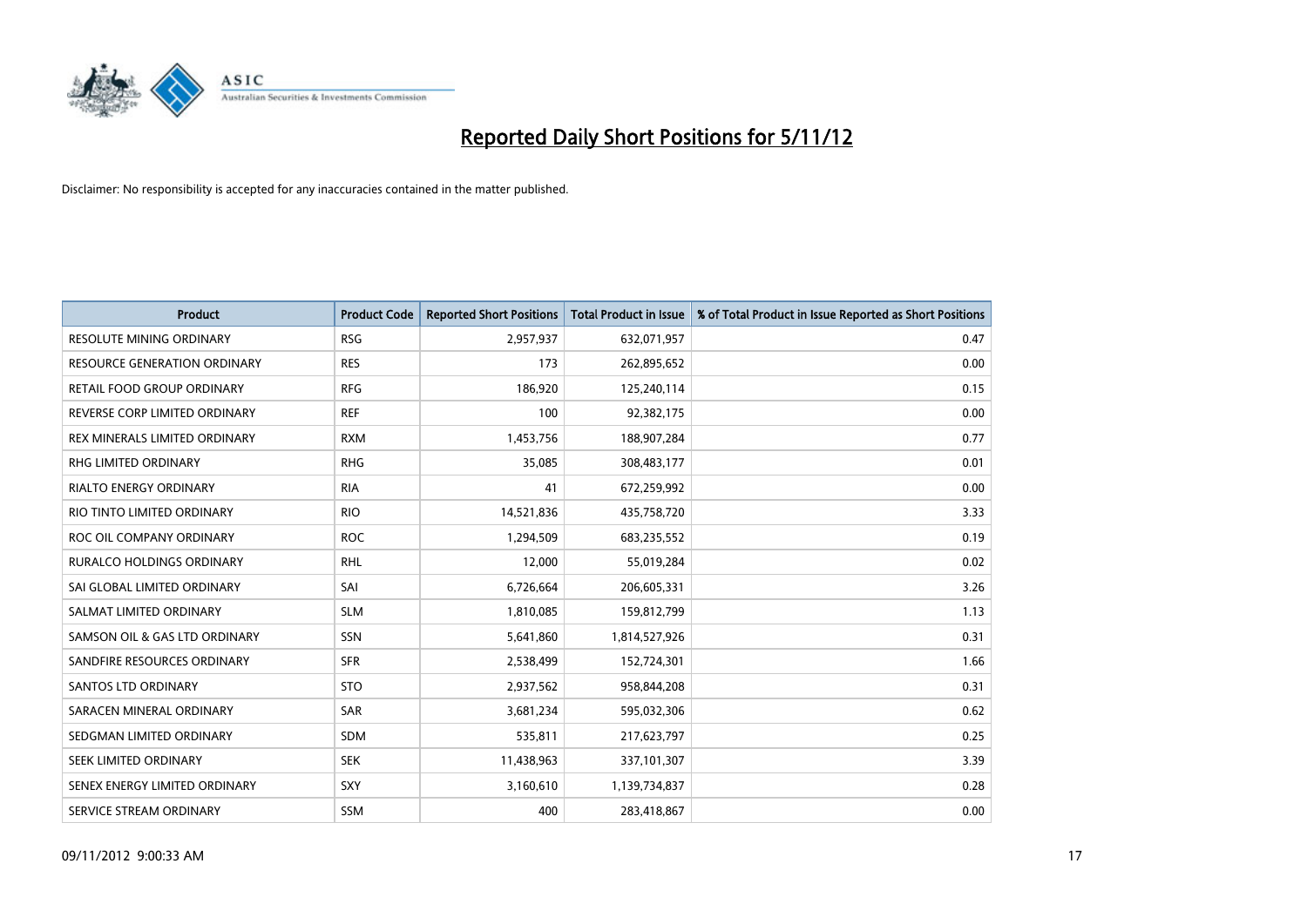# Reported Daily Short Positions for 5/11/12

Disclaimer: No responsibility is accepted for any inaccuracies contained in the matter published.

| Product | Product Code | Reported Short Positions | Total Product in Issue | % of Total Product in Issue Reported as Short Positions |
|---|---|---|---|---|
| RESOLUTE MINING ORDINARY | RSG | 2,957,937 | 632,071,957 | 0.47 |
| RESOURCE GENERATION ORDINARY | RES | 173 | 262,895,652 | 0.00 |
| RETAIL FOOD GROUP ORDINARY | RFG | 186,920 | 125,240,114 | 0.15 |
| REVERSE CORP LIMITED ORDINARY | REF | 100 | 92,382,175 | 0.00 |
| REX MINERALS LIMITED ORDINARY | RXM | 1,453,756 | 188,907,284 | 0.77 |
| RHG LIMITED ORDINARY | RHG | 35,085 | 308,483,177 | 0.01 |
| RIALTO ENERGY ORDINARY | RIA | 41 | 672,259,992 | 0.00 |
| RIO TINTO LIMITED ORDINARY | RIO | 14,521,836 | 435,758,720 | 3.33 |
| ROC OIL COMPANY ORDINARY | ROC | 1,294,509 | 683,235,552 | 0.19 |
| RURALCO HOLDINGS ORDINARY | RHL | 12,000 | 55,019,284 | 0.02 |
| SAI GLOBAL LIMITED ORDINARY | SAI | 6,726,664 | 206,605,331 | 3.26 |
| SALMAT LIMITED ORDINARY | SLM | 1,810,085 | 159,812,799 | 1.13 |
| SAMSON OIL & GAS LTD ORDINARY | SSN | 5,641,860 | 1,814,527,926 | 0.31 |
| SANDFIRE RESOURCES ORDINARY | SFR | 2,538,499 | 152,724,301 | 1.66 |
| SANTOS LTD ORDINARY | STO | 2,937,562 | 958,844,208 | 0.31 |
| SARACEN MINERAL ORDINARY | SAR | 3,681,234 | 595,032,306 | 0.62 |
| SEDGMAN LIMITED ORDINARY | SDM | 535,811 | 217,623,797 | 0.25 |
| SEEK LIMITED ORDINARY | SEK | 11,438,963 | 337,101,307 | 3.39 |
| SENEX ENERGY LIMITED ORDINARY | SXY | 3,160,610 | 1,139,734,837 | 0.28 |
| SERVICE STREAM ORDINARY | SSM | 400 | 283,418,867 | 0.00 |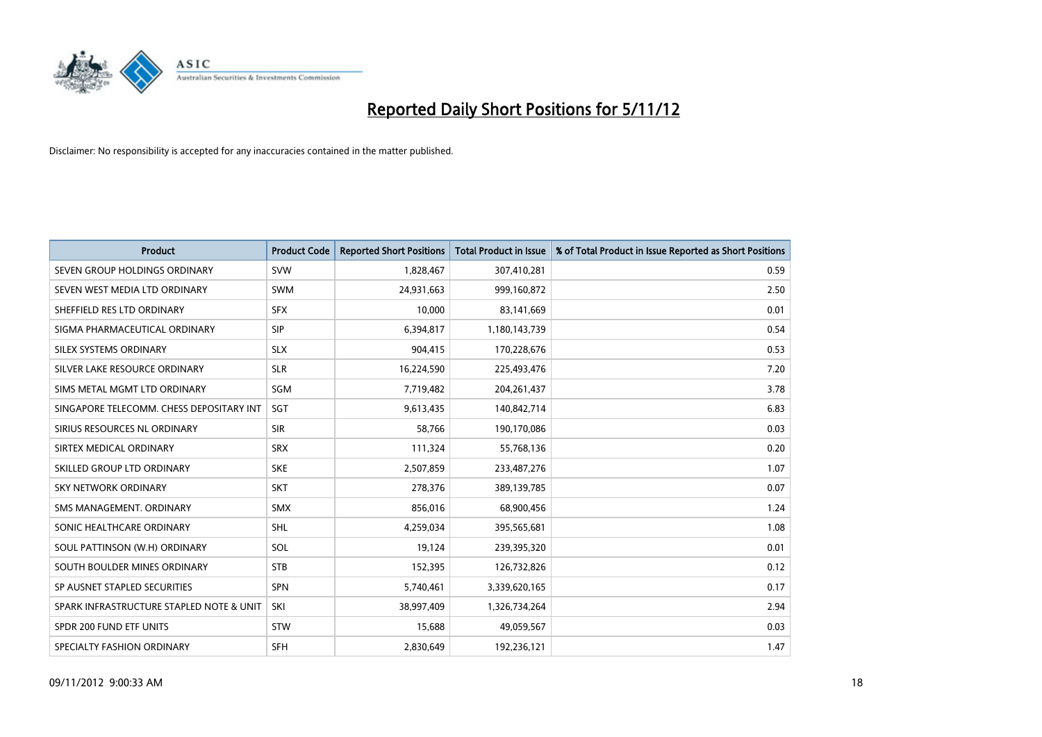# Reported Daily Short Positions for 5/11/12

Disclaimer: No responsibility is accepted for any inaccuracies contained in the matter published.

| Product | Product Code | Reported Short Positions | Total Product in Issue | % of Total Product in Issue Reported as Short Positions |
|---|---|---|---|---|
| SEVEN GROUP HOLDINGS ORDINARY | SVW | 1,828,467 | 307,410,281 | 0.59 |
| SEVEN WEST MEDIA LTD ORDINARY | SWM | 24,931,663 | 999,160,872 | 2.50 |
| SHEFFIELD RES LTD ORDINARY | SFX | 10,000 | 83,141,669 | 0.01 |
| SIGMA PHARMACEUTICAL ORDINARY | SIP | 6,394,817 | 1,180,143,739 | 0.54 |
| SILEX SYSTEMS ORDINARY | SLX | 904,415 | 170,228,676 | 0.53 |
| SILVER LAKE RESOURCE ORDINARY | SLR | 16,224,590 | 225,493,476 | 7.20 |
| SIMS METAL MGMT LTD ORDINARY | SGM | 7,719,482 | 204,261,437 | 3.78 |
| SINGAPORE TELECOMM. CHESS DEPOSITARY INT | SGT | 9,613,435 | 140,842,714 | 6.83 |
| SIRIUS RESOURCES NL ORDINARY | SIR | 58,766 | 190,170,086 | 0.03 |
| SIRTEX MEDICAL ORDINARY | SRX | 111,324 | 55,768,136 | 0.20 |
| SKILLED GROUP LTD ORDINARY | SKE | 2,507,859 | 233,487,276 | 1.07 |
| SKY NETWORK ORDINARY | SKT | 278,376 | 389,139,785 | 0.07 |
| SMS MANAGEMENT. ORDINARY | SMX | 856,016 | 68,900,456 | 1.24 |
| SONIC HEALTHCARE ORDINARY | SHL | 4,259,034 | 395,565,681 | 1.08 |
| SOUL PATTINSON (W.H) ORDINARY | SOL | 19,124 | 239,395,320 | 0.01 |
| SOUTH BOULDER MINES ORDINARY | STB | 152,395 | 126,732,826 | 0.12 |
| SP AUSNET STAPLED SECURITIES | SPN | 5,740,461 | 3,339,620,165 | 0.17 |
| SPARK INFRASTRUCTURE STAPLED NOTE & UNIT | SKI | 38,997,409 | 1,326,734,264 | 2.94 |
| SPDR 200 FUND ETF UNITS | STW | 15,688 | 49,059,567 | 0.03 |
| SPECIALTY FASHION ORDINARY | SFH | 2,830,649 | 192,236,121 | 1.47 |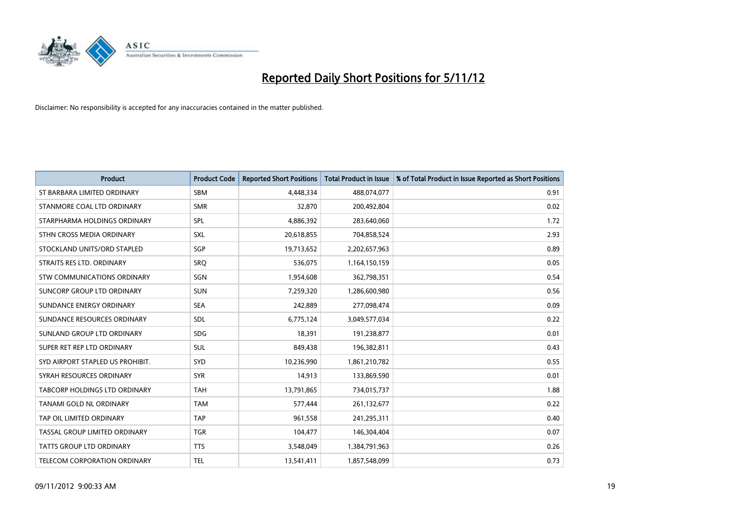# Reported Daily Short Positions for 5/11/12

Disclaimer: No responsibility is accepted for any inaccuracies contained in the matter published.

| Product | Product Code | Reported Short Positions | Total Product in Issue | % of Total Product in Issue Reported as Short Positions |
|---|---|---|---|---|
| ST BARBARA LIMITED ORDINARY | SBM | 4,448,334 | 488,074,077 | 0.91 |
| STANMORE COAL LTD ORDINARY | SMR | 32,870 | 200,492,804 | 0.02 |
| STARPHARMA HOLDINGS ORDINARY | SPL | 4,886,392 | 283,640,060 | 1.72 |
| STHN CROSS MEDIA ORDINARY | SXL | 20,618,855 | 704,858,524 | 2.93 |
| STOCKLAND UNITS/ORD STAPLED | SGP | 19,713,652 | 2,202,657,963 | 0.89 |
| STRAITS RES LTD. ORDINARY | SRQ | 536,075 | 1,164,150,159 | 0.05 |
| STW COMMUNICATIONS ORDINARY | SGN | 1,954,608 | 362,798,351 | 0.54 |
| SUNCORP GROUP LTD ORDINARY | SUN | 7,259,320 | 1,286,600,980 | 0.56 |
| SUNDANCE ENERGY ORDINARY | SEA | 242,889 | 277,098,474 | 0.09 |
| SUNDANCE RESOURCES ORDINARY | SDL | 6,775,124 | 3,049,577,034 | 0.22 |
| SUNLAND GROUP LTD ORDINARY | SDG | 18,391 | 191,238,877 | 0.01 |
| SUPER RET REP LTD ORDINARY | SUL | 849,438 | 196,382,811 | 0.43 |
| SYD AIRPORT STAPLED US PROHIBIT. | SYD | 10,236,990 | 1,861,210,782 | 0.55 |
| SYRAH RESOURCES ORDINARY | SYR | 14,913 | 133,869,590 | 0.01 |
| TABCORP HOLDINGS LTD ORDINARY | TAH | 13,791,865 | 734,015,737 | 1.88 |
| TANAMI GOLD NL ORDINARY | TAM | 577,444 | 261,132,677 | 0.22 |
| TAP OIL LIMITED ORDINARY | TAP | 961,558 | 241,295,311 | 0.40 |
| TASSAL GROUP LIMITED ORDINARY | TGR | 104,477 | 146,304,404 | 0.07 |
| TATTS GROUP LTD ORDINARY | TTS | 3,548,049 | 1,384,791,963 | 0.26 |
| TELECOM CORPORATION ORDINARY | TEL | 13,541,411 | 1,857,548,099 | 0.73 |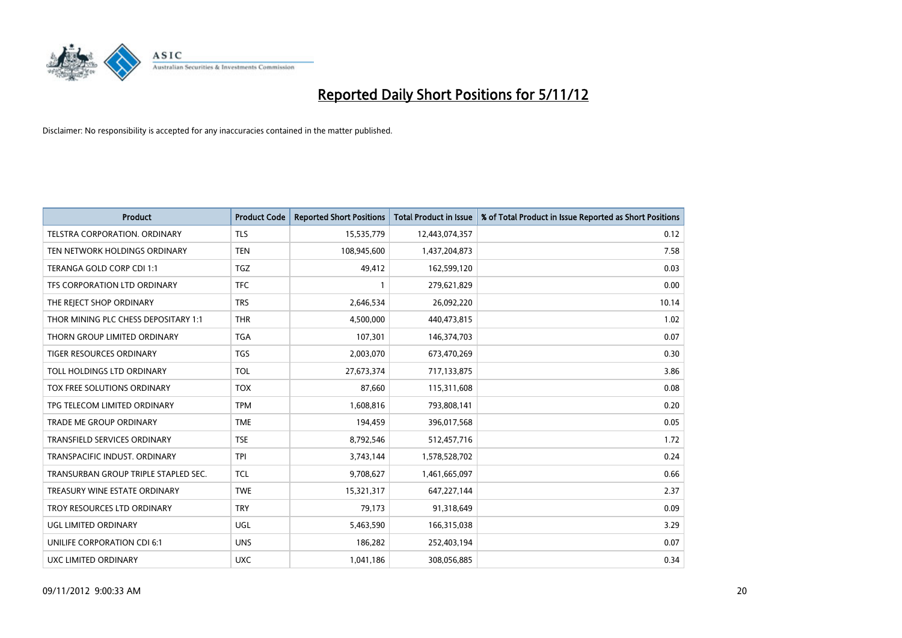# Reported Daily Short Positions for 5/11/12

Disclaimer: No responsibility is accepted for any inaccuracies contained in the matter published.

| Product | Product Code | Reported Short Positions | Total Product in Issue | % of Total Product in Issue Reported as Short Positions |
|---|---|---|---|---|
| TELSTRA CORPORATION. ORDINARY | TLS | 15,535,779 | 12,443,074,357 | 0.12 |
| TEN NETWORK HOLDINGS ORDINARY | TEN | 108,945,600 | 1,437,204,873 | 7.58 |
| TERANGA GOLD CORP CDI 1:1 | TGZ | 49,412 | 162,599,120 | 0.03 |
| TFS CORPORATION LTD ORDINARY | TFC | 1 | 279,621,829 | 0.00 |
| THE REJECT SHOP ORDINARY | TRS | 2,646,534 | 26,092,220 | 10.14 |
| THOR MINING PLC CHESS DEPOSITARY 1:1 | THR | 4,500,000 | 440,473,815 | 1.02 |
| THORN GROUP LIMITED ORDINARY | TGA | 107,301 | 146,374,703 | 0.07 |
| TIGER RESOURCES ORDINARY | TGS | 2,003,070 | 673,470,269 | 0.30 |
| TOLL HOLDINGS LTD ORDINARY | TOL | 27,673,374 | 717,133,875 | 3.86 |
| TOX FREE SOLUTIONS ORDINARY | TOX | 87,660 | 115,311,608 | 0.08 |
| TPG TELECOM LIMITED ORDINARY | TPM | 1,608,816 | 793,808,141 | 0.20 |
| TRADE ME GROUP ORDINARY | TME | 194,459 | 396,017,568 | 0.05 |
| TRANSFIELD SERVICES ORDINARY | TSE | 8,792,546 | 512,457,716 | 1.72 |
| TRANSPACIFIC INDUST. ORDINARY | TPI | 3,743,144 | 1,578,528,702 | 0.24 |
| TRANSURBAN GROUP TRIPLE STAPLED SEC. | TCL | 9,708,627 | 1,461,665,097 | 0.66 |
| TREASURY WINE ESTATE ORDINARY | TWE | 15,321,317 | 647,227,144 | 2.37 |
| TROY RESOURCES LTD ORDINARY | TRY | 79,173 | 91,318,649 | 0.09 |
| UGL LIMITED ORDINARY | UGL | 5,463,590 | 166,315,038 | 3.29 |
| UNILIFE CORPORATION CDI 6:1 | UNS | 186,282 | 252,403,194 | 0.07 |
| UXC LIMITED ORDINARY | UXC | 1,041,186 | 308,056,885 | 0.34 |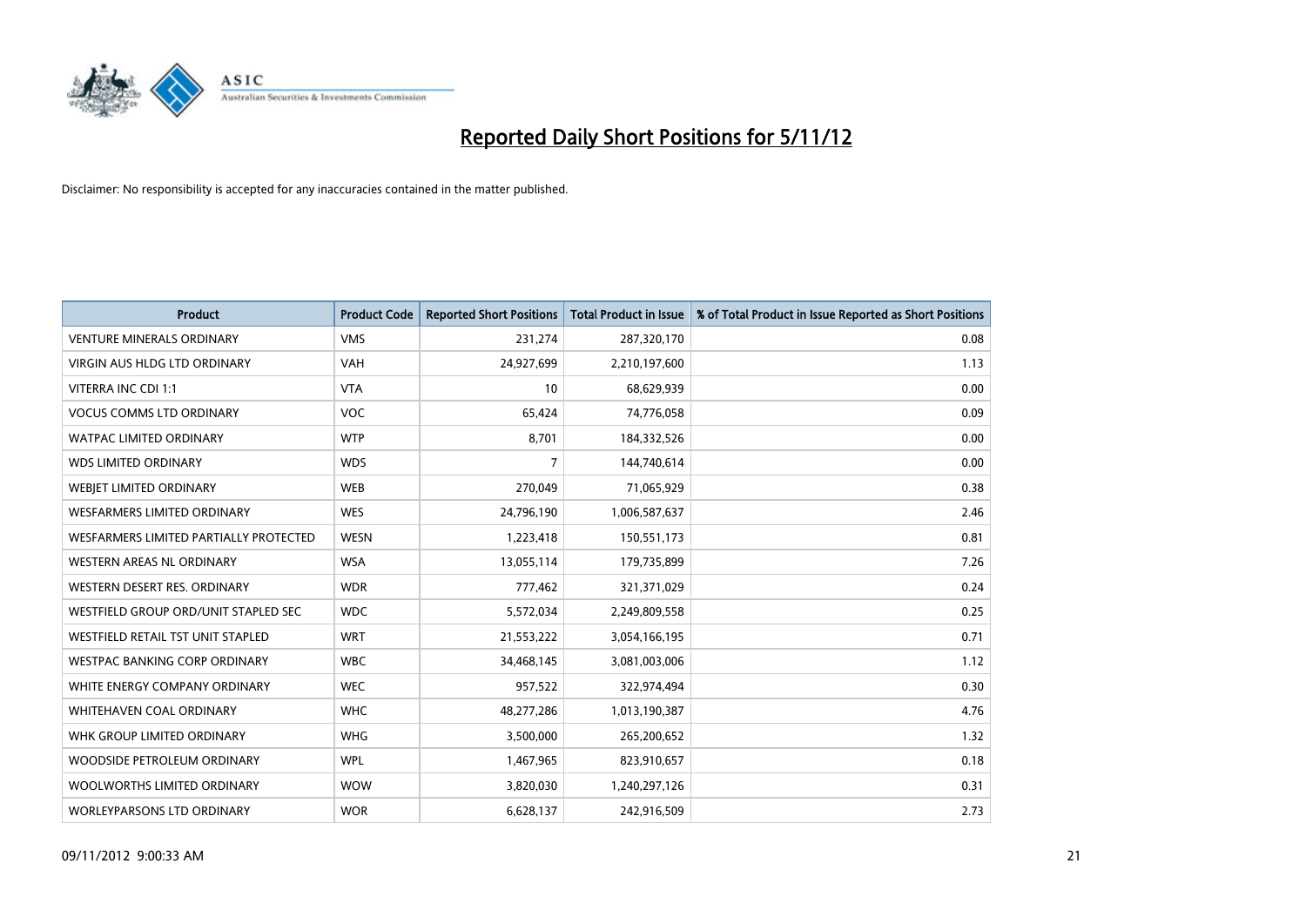# Reported Daily Short Positions for 5/11/12

Disclaimer: No responsibility is accepted for any inaccuracies contained in the matter published.

| Product | Product Code | Reported Short Positions | Total Product in Issue | % of Total Product in Issue Reported as Short Positions |
|---|---|---|---|---|
| VENTURE MINERALS ORDINARY | VMS | 231,274 | 287,320,170 | 0.08 |
| VIRGIN AUS HLDG LTD ORDINARY | VAH | 24,927,699 | 2,210,197,600 | 1.13 |
| VITERRA INC CDI 1:1 | VTA | 10 | 68,629,939 | 0.00 |
| VOCUS COMMS LTD ORDINARY | VOC | 65,424 | 74,776,058 | 0.09 |
| WATPAC LIMITED ORDINARY | WTP | 8,701 | 184,332,526 | 0.00 |
| WDS LIMITED ORDINARY | WDS | 7 | 144,740,614 | 0.00 |
| WEBJET LIMITED ORDINARY | WEB | 270,049 | 71,065,929 | 0.38 |
| WESFARMERS LIMITED ORDINARY | WES | 24,796,190 | 1,006,587,637 | 2.46 |
| WESFARMERS LIMITED PARTIALLY PROTECTED | WESN | 1,223,418 | 150,551,173 | 0.81 |
| WESTERN AREAS NL ORDINARY | WSA | 13,055,114 | 179,735,899 | 7.26 |
| WESTERN DESERT RES. ORDINARY | WDR | 777,462 | 321,371,029 | 0.24 |
| WESTFIELD GROUP ORD/UNIT STAPLED SEC | WDC | 5,572,034 | 2,249,809,558 | 0.25 |
| WESTFIELD RETAIL TST UNIT STAPLED | WRT | 21,553,222 | 3,054,166,195 | 0.71 |
| WESTPAC BANKING CORP ORDINARY | WBC | 34,468,145 | 3,081,003,006 | 1.12 |
| WHITE ENERGY COMPANY ORDINARY | WEC | 957,522 | 322,974,494 | 0.30 |
| WHITEHAVEN COAL ORDINARY | WHC | 48,277,286 | 1,013,190,387 | 4.76 |
| WHK GROUP LIMITED ORDINARY | WHG | 3,500,000 | 265,200,652 | 1.32 |
| WOODSIDE PETROLEUM ORDINARY | WPL | 1,467,965 | 823,910,657 | 0.18 |
| WOOLWORTHS LIMITED ORDINARY | WOW | 3,820,030 | 1,240,297,126 | 0.31 |
| WORLEYPARSONS LTD ORDINARY | WOR | 6,628,137 | 242,916,509 | 2.73 |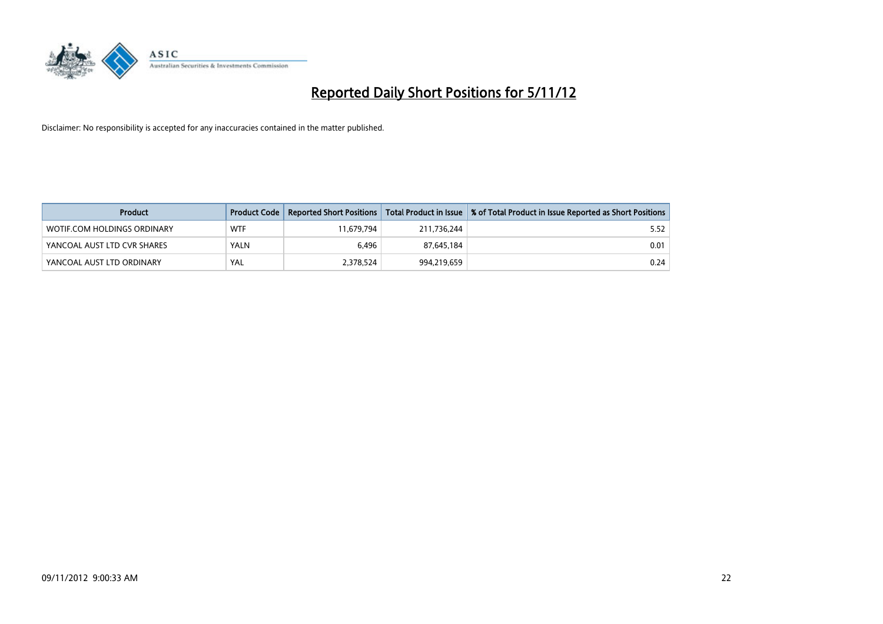# Reported Daily Short Positions for 5/11/12

Disclaimer: No responsibility is accepted for any inaccuracies contained in the matter published.

| Product | Product Code | Reported Short Positions | Total Product in Issue | % of Total Product in Issue Reported as Short Positions |
|---|---|---|---|---|
| WOTIF.COM HOLDINGS ORDINARY | WTF | 11,679,794 | 211,736,244 | 5.52 |
| YANCOAL AUST LTD CVR SHARES | YALN | 6,496 | 87,645,184 | 0.01 |
| YANCOAL AUST LTD ORDINARY | YAL | 2,378,524 | 994,219,659 | 0.24 |

09/11/2012 9:00:33 AM